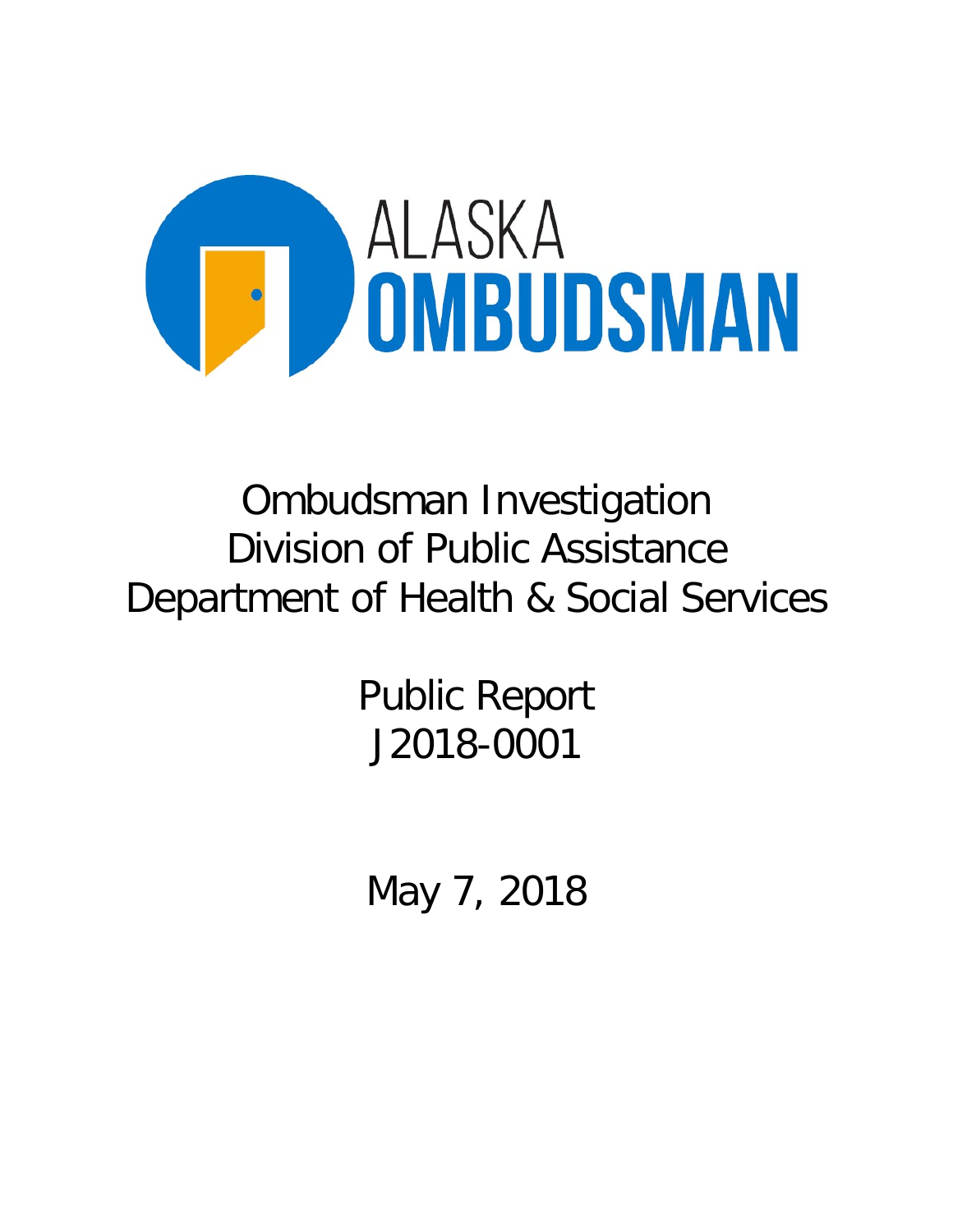ALASKA
OMBUDSMAN

# Ombudsman Investigation
# Division of Public Assistance
# Department of Health & Social Services

## Public Report
## J2018-0001

May 7, 2018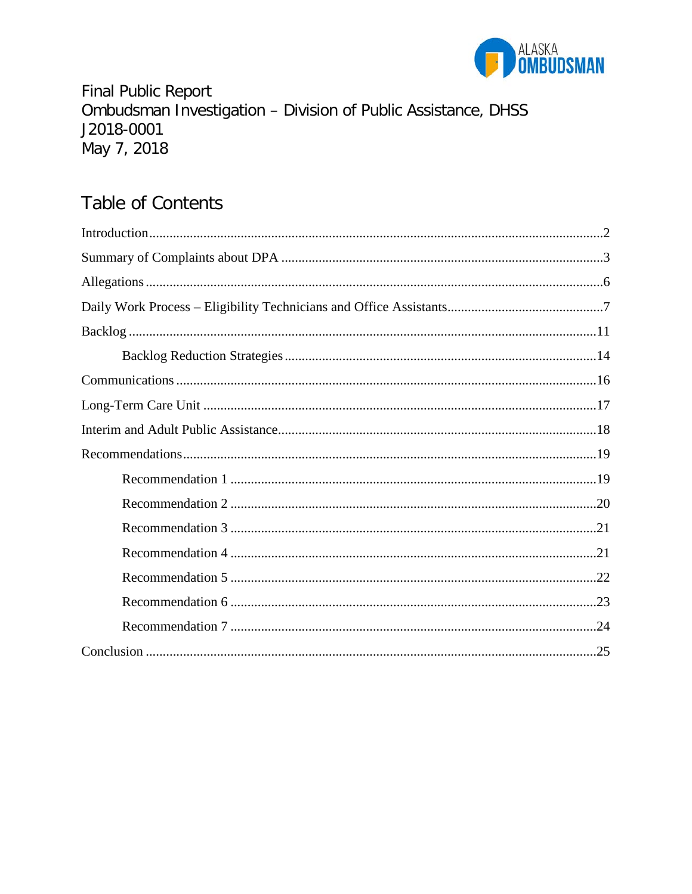Final Public Report
Ombudsman Investigation – Division of Public Assistance, DHSS
J2018-0001
May 7, 2018

# Table of Contents

Introduction ....................................................................................................................................2

Summary of Complaints about DPA ..............................................................................................3

Allegations ......................................................................................................................................6

Daily Work Process – Eligibility Technicians and Office Assistants.............................................7

Backlog .........................................................................................................................................11

Backlog Reduction Strategies ..........................................................................................14

Communications ...........................................................................................................................16

Long-Term Care Unit ...................................................................................................................17

Interim and Adult Public Assistance.............................................................................................18

Recommendations.........................................................................................................................19

Recommendation 1 ..........................................................................................................19

Recommendation 2 ..........................................................................................................20

Recommendation 3 ..........................................................................................................21

Recommendation 4 ..........................................................................................................21

Recommendation 5 ..........................................................................................................22

Recommendation 6 ..........................................................................................................23

Recommendation 7 ..........................................................................................................24

Conclusion ....................................................................................................................................25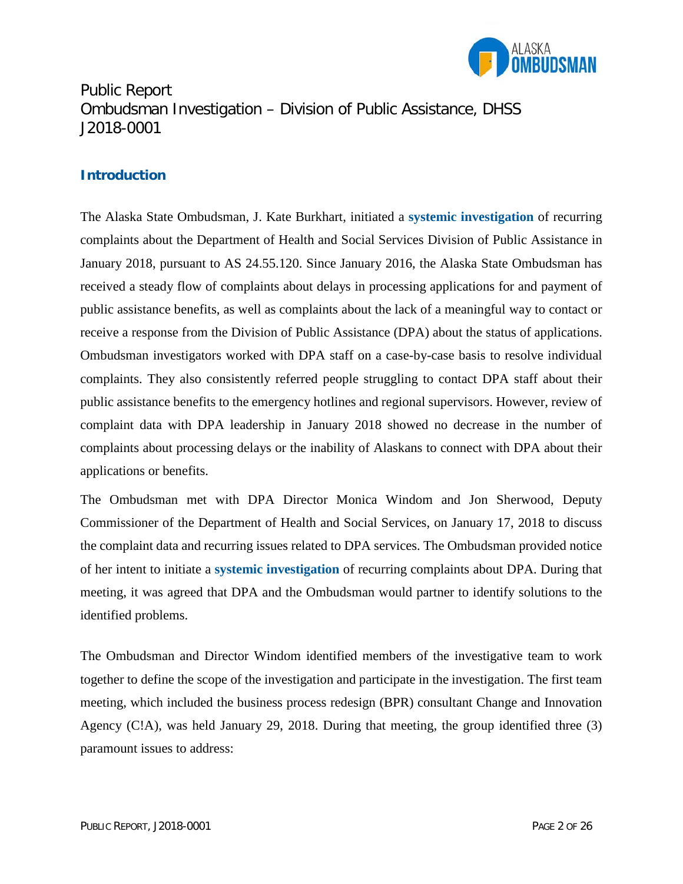Public Report
Ombudsman Investigation – Division of Public Assistance, DHSS
J2018-0001

## Introduction

The Alaska State Ombudsman, J. Kate Burkhart, initiated a **systemic investigation** of recurring complaints about the Department of Health and Social Services Division of Public Assistance in January 2018, pursuant to AS 24.55.120. Since January 2016, the Alaska State Ombudsman has received a steady flow of complaints about delays in processing applications for and payment of public assistance benefits, as well as complaints about the lack of a meaningful way to contact or receive a response from the Division of Public Assistance (DPA) about the status of applications. Ombudsman investigators worked with DPA staff on a case-by-case basis to resolve individual complaints. They also consistently referred people struggling to contact DPA staff about their public assistance benefits to the emergency hotlines and regional supervisors. However, review of complaint data with DPA leadership in January 2018 showed no decrease in the number of complaints about processing delays or the inability of Alaskans to connect with DPA about their applications or benefits.

The Ombudsman met with DPA Director Monica Windom and Jon Sherwood, Deputy Commissioner of the Department of Health and Social Services, on January 17, 2018 to discuss the complaint data and recurring issues related to DPA services. The Ombudsman provided notice of her intent to initiate a **systemic investigation** of recurring complaints about DPA. During that meeting, it was agreed that DPA and the Ombudsman would partner to identify solutions to the identified problems.

The Ombudsman and Director Windom identified members of the investigative team to work together to define the scope of the investigation and participate in the investigation. The first team meeting, which included the business process redesign (BPR) consultant Change and Innovation Agency (C!A), was held January 29, 2018. During that meeting, the group identified three (3) paramount issues to address: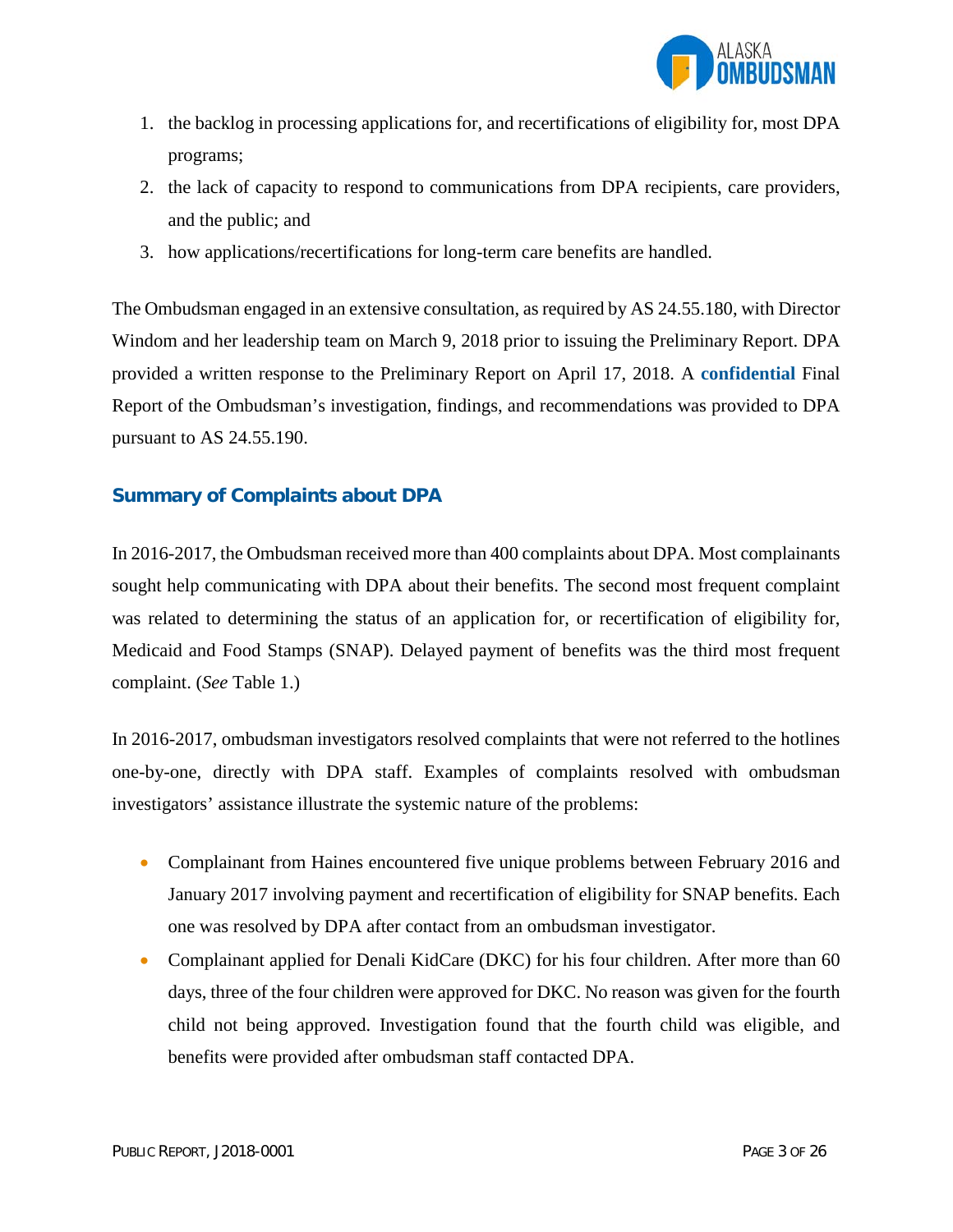1. the backlog in processing applications for, and recertifications of eligibility for, most DPA programs;
2. the lack of capacity to respond to communications from DPA recipients, care providers, and the public; and
3. how applications/recertifications for long-term care benefits are handled.

The Ombudsman engaged in an extensive consultation, as required by AS 24.55.180, with Director Windom and her leadership team on March 9, 2018 prior to issuing the Preliminary Report. DPA provided a written response to the Preliminary Report on April 17, 2018. A **confidential** Final Report of the Ombudsman's investigation, findings, and recommendations was provided to DPA pursuant to AS 24.55.190.

## Summary of Complaints about DPA

In 2016-2017, the Ombudsman received more than 400 complaints about DPA. Most complainants sought help communicating with DPA about their benefits. The second most frequent complaint was related to determining the status of an application for, or recertification of eligibility for, Medicaid and Food Stamps (SNAP). Delayed payment of benefits was the third most frequent complaint. (*See* Table 1.)

In 2016-2017, ombudsman investigators resolved complaints that were not referred to the hotlines one-by-one, directly with DPA staff. Examples of complaints resolved with ombudsman investigators' assistance illustrate the systemic nature of the problems:

- Complainant from Haines encountered five unique problems between February 2016 and January 2017 involving payment and recertification of eligibility for SNAP benefits. Each one was resolved by DPA after contact from an ombudsman investigator.
- Complainant applied for Denali KidCare (DKC) for his four children. After more than 60 days, three of the four children were approved for DKC. No reason was given for the fourth child not being approved. Investigation found that the fourth child was eligible, and benefits were provided after ombudsman staff contacted DPA.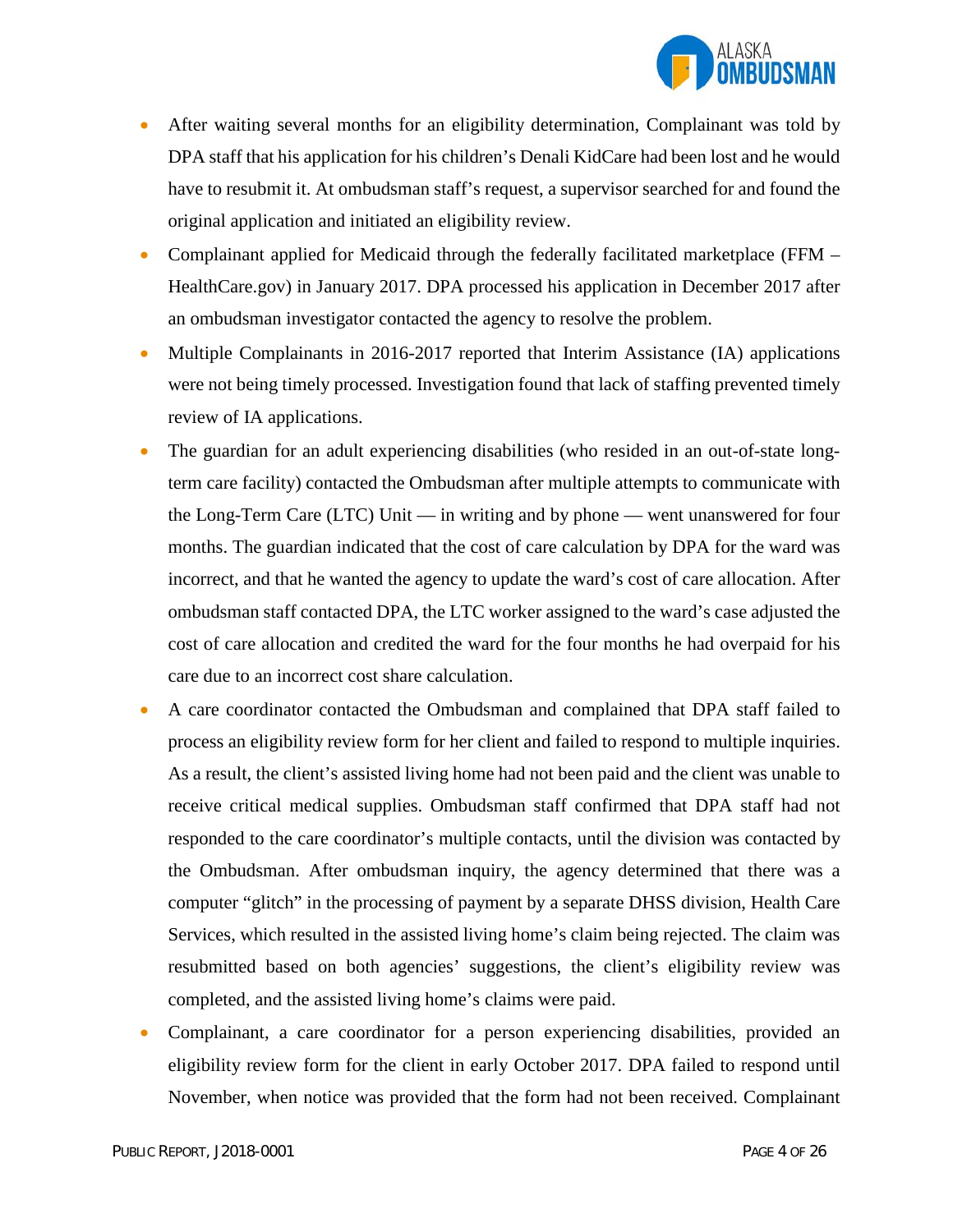- After waiting several months for an eligibility determination, Complainant was told by DPA staff that his application for his children's Denali KidCare had been lost and he would have to resubmit it. At ombudsman staff's request, a supervisor searched for and found the original application and initiated an eligibility review.
- Complainant applied for Medicaid through the federally facilitated marketplace (FFM – HealthCare.gov) in January 2017. DPA processed his application in December 2017 after an ombudsman investigator contacted the agency to resolve the problem.
- Multiple Complainants in 2016-2017 reported that Interim Assistance (IA) applications were not being timely processed. Investigation found that lack of staffing prevented timely review of IA applications.
- The guardian for an adult experiencing disabilities (who resided in an out-of-state long-term care facility) contacted the Ombudsman after multiple attempts to communicate with the Long-Term Care (LTC) Unit — in writing and by phone — went unanswered for four months. The guardian indicated that the cost of care calculation by DPA for the ward was incorrect, and that he wanted the agency to update the ward's cost of care allocation. After ombudsman staff contacted DPA, the LTC worker assigned to the ward's case adjusted the cost of care allocation and credited the ward for the four months he had overpaid for his care due to an incorrect cost share calculation.
- A care coordinator contacted the Ombudsman and complained that DPA staff failed to process an eligibility review form for her client and failed to respond to multiple inquiries. As a result, the client's assisted living home had not been paid and the client was unable to receive critical medical supplies. Ombudsman staff confirmed that DPA staff had not responded to the care coordinator's multiple contacts, until the division was contacted by the Ombudsman. After ombudsman inquiry, the agency determined that there was a computer "glitch" in the processing of payment by a separate DHSS division, Health Care Services, which resulted in the assisted living home's claim being rejected. The claim was resubmitted based on both agencies' suggestions, the client's eligibility review was completed, and the assisted living home's claims were paid.
- Complainant, a care coordinator for a person experiencing disabilities, provided an eligibility review form for the client in early October 2017. DPA failed to respond until November, when notice was provided that the form had not been received. Complainant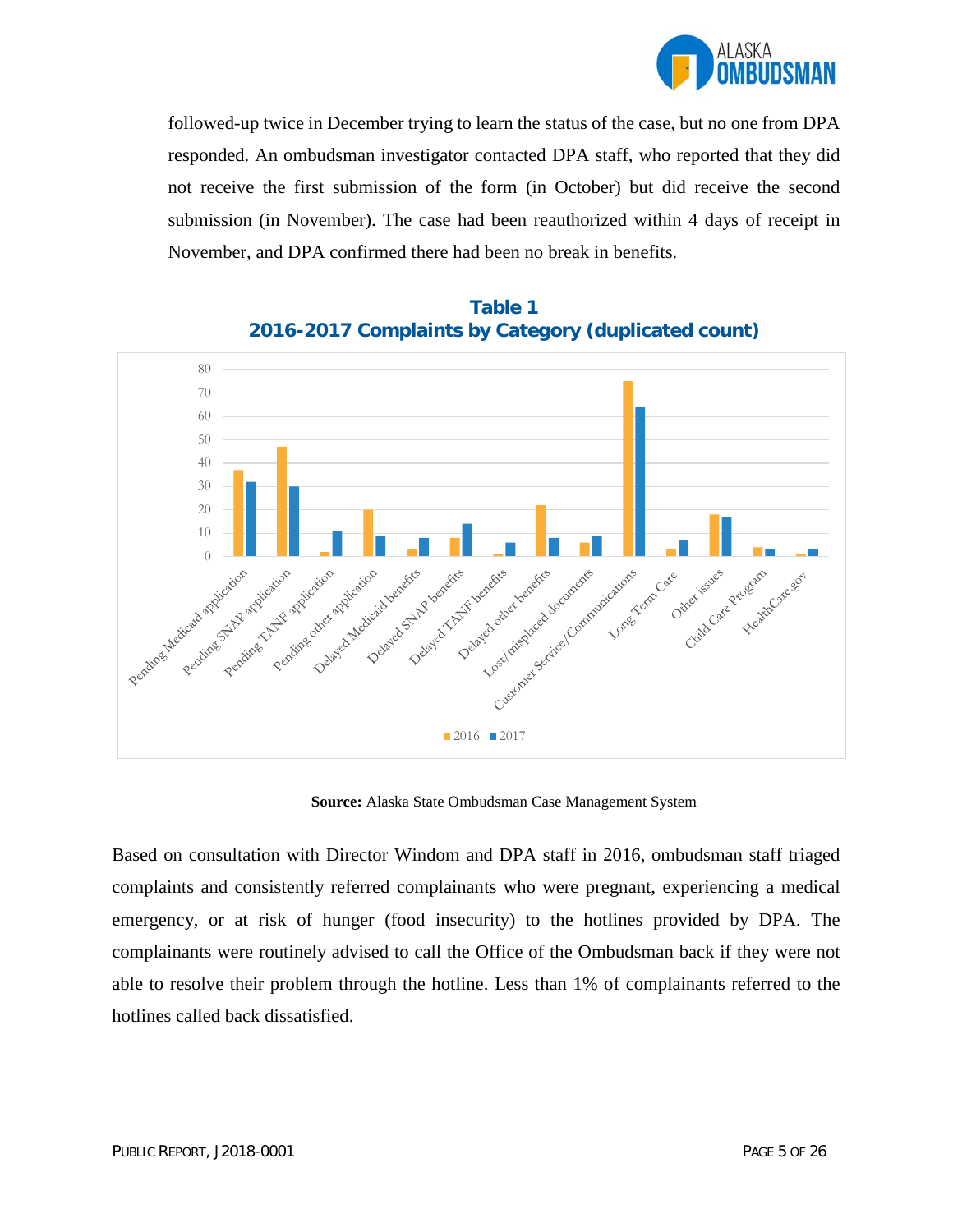followed-up twice in December trying to learn the status of the case, but no one from DPA responded. An ombudsman investigator contacted DPA staff, who reported that they did not receive the first submission of the form (in October) but did receive the second submission (in November). The case had been reauthorized within 4 days of receipt in November, and DPA confirmed there had been no break in benefits.

**Table 1**
**2016-2017 Complaints by Category (duplicated count)**

**Source:** Alaska State Ombudsman Case Management System

Based on consultation with Director Windom and DPA staff in 2016, ombudsman staff triaged complaints and consistently referred complainants who were pregnant, experiencing a medical emergency, or at risk of hunger (food insecurity) to the hotlines provided by DPA. The complainants were routinely advised to call the Office of the Ombudsman back if they were not able to resolve their problem through the hotline. Less than 1% of complainants referred to the hotlines called back dissatisfied.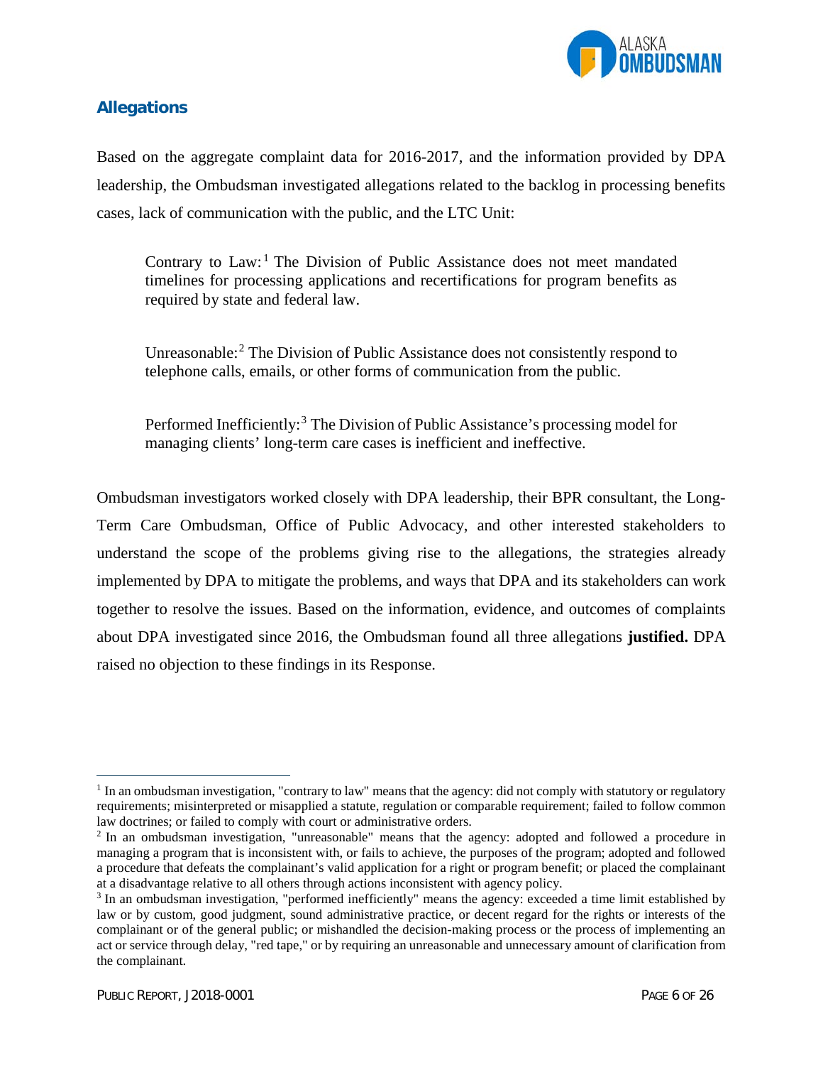## Allegations

Based on the aggregate complaint data for 2016-2017, and the information provided by DPA leadership, the Ombudsman investigated allegations related to the backlog in processing benefits cases, lack of communication with the public, and the LTC Unit:

> Contrary to Law:[1] The Division of Public Assistance does not meet mandated timelines for processing applications and recertifications for program benefits as required by state and federal law.
>
> Unreasonable:[2] The Division of Public Assistance does not consistently respond to telephone calls, emails, or other forms of communication from the public.
>
> Performed Inefficiently:[3] The Division of Public Assistance's processing model for managing clients' long-term care cases is inefficient and ineffective.

Ombudsman investigators worked closely with DPA leadership, their BPR consultant, the Long-Term Care Ombudsman, Office of Public Advocacy, and other interested stakeholders to understand the scope of the problems giving rise to the allegations, the strategies already implemented by DPA to mitigate the problems, and ways that DPA and its stakeholders can work together to resolve the issues. Based on the information, evidence, and outcomes of complaints about DPA investigated since 2016, the Ombudsman found all three allegations **justified.** DPA raised no objection to these findings in its Response.

---

[1] In an ombudsman investigation, "contrary to law" means that the agency: did not comply with statutory or regulatory requirements; misinterpreted or misapplied a statute, regulation or comparable requirement; failed to follow common law doctrines; or failed to comply with court or administrative orders.

[2] In an ombudsman investigation, "unreasonable" means that the agency: adopted and followed a procedure in managing a program that is inconsistent with, or fails to achieve, the purposes of the program; adopted and followed a procedure that defeats the complainant's valid application for a right or program benefit; or placed the complainant at a disadvantage relative to all others through actions inconsistent with agency policy.

[3] In an ombudsman investigation, "performed inefficiently" means the agency: exceeded a time limit established by law or by custom, good judgment, sound administrative practice, or decent regard for the rights or interests of the complainant or of the general public; or mishandled the decision-making process or the process of implementing an act or service through delay, "red tape," or by requiring an unreasonable and unnecessary amount of clarification from the complainant.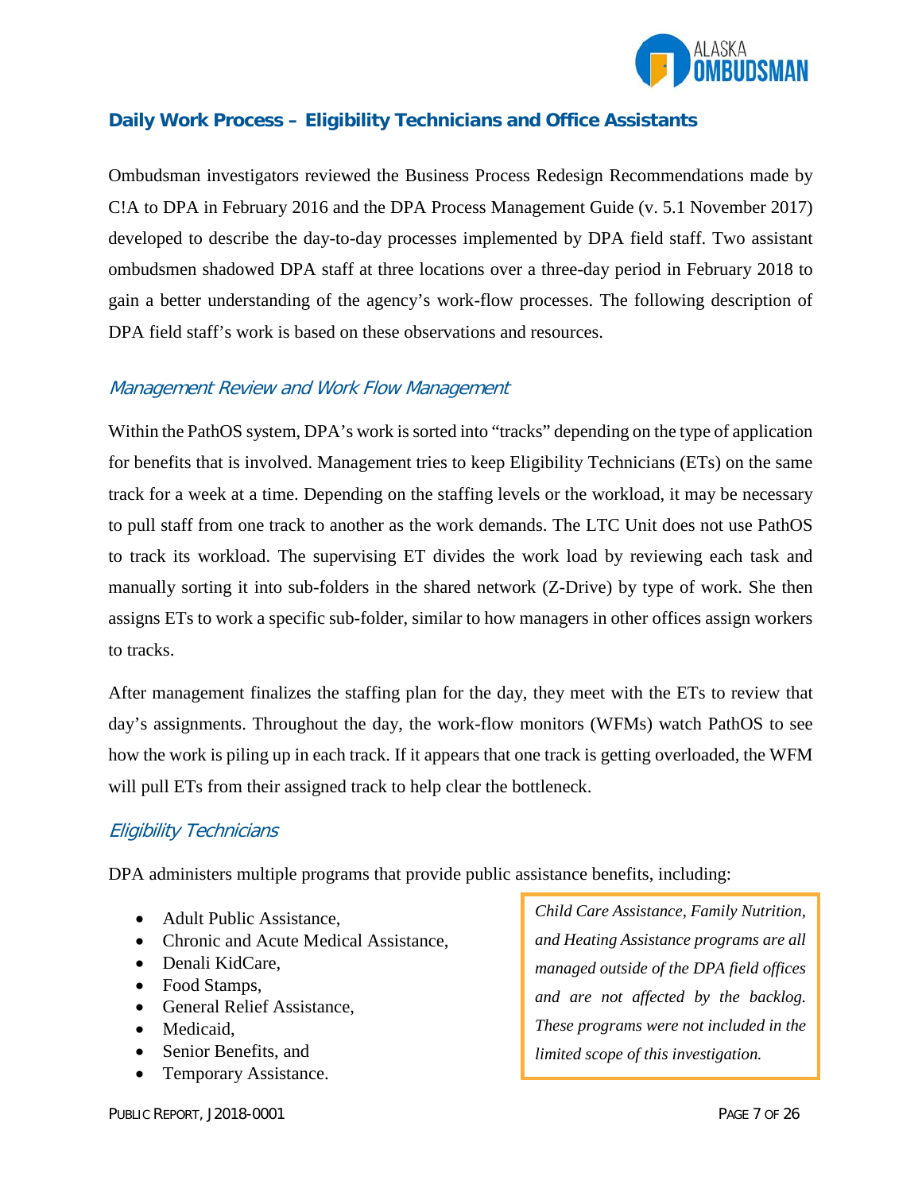## Daily Work Process – Eligibility Technicians and Office Assistants

Ombudsman investigators reviewed the Business Process Redesign Recommendations made by C!A to DPA in February 2016 and the DPA Process Management Guide (v. 5.1 November 2017) developed to describe the day-to-day processes implemented by DPA field staff. Two assistant ombudsmen shadowed DPA staff at three locations over a three-day period in February 2018 to gain a better understanding of the agency's work-flow processes. The following description of DPA field staff's work is based on these observations and resources.

### *Management Review and Work Flow Management*

Within the PathOS system, DPA's work is sorted into "tracks" depending on the type of application for benefits that is involved. Management tries to keep Eligibility Technicians (ETs) on the same track for a week at a time. Depending on the staffing levels or the workload, it may be necessary to pull staff from one track to another as the work demands. The LTC Unit does not use PathOS to track its workload. The supervising ET divides the work load by reviewing each task and manually sorting it into sub-folders in the shared network (Z-Drive) by type of work. She then assigns ETs to work a specific sub-folder, similar to how managers in other offices assign workers to tracks.

After management finalizes the staffing plan for the day, they meet with the ETs to review that day's assignments. Throughout the day, the work-flow monitors (WFMs) watch PathOS to see how the work is piling up in each track. If it appears that one track is getting overloaded, the WFM will pull ETs from their assigned track to help clear the bottleneck.

### *Eligibility Technicians*

DPA administers multiple programs that provide public assistance benefits, including:

- Adult Public Assistance,
- Chronic and Acute Medical Assistance,
- Denali KidCare,
- Food Stamps,
- General Relief Assistance,
- Medicaid,
- Senior Benefits, and
- Temporary Assistance.

*Child Care Assistance, Family Nutrition, and Heating Assistance programs are all managed outside of the DPA field offices and are not affected by the backlog. These programs were not included in the limited scope of this investigation.*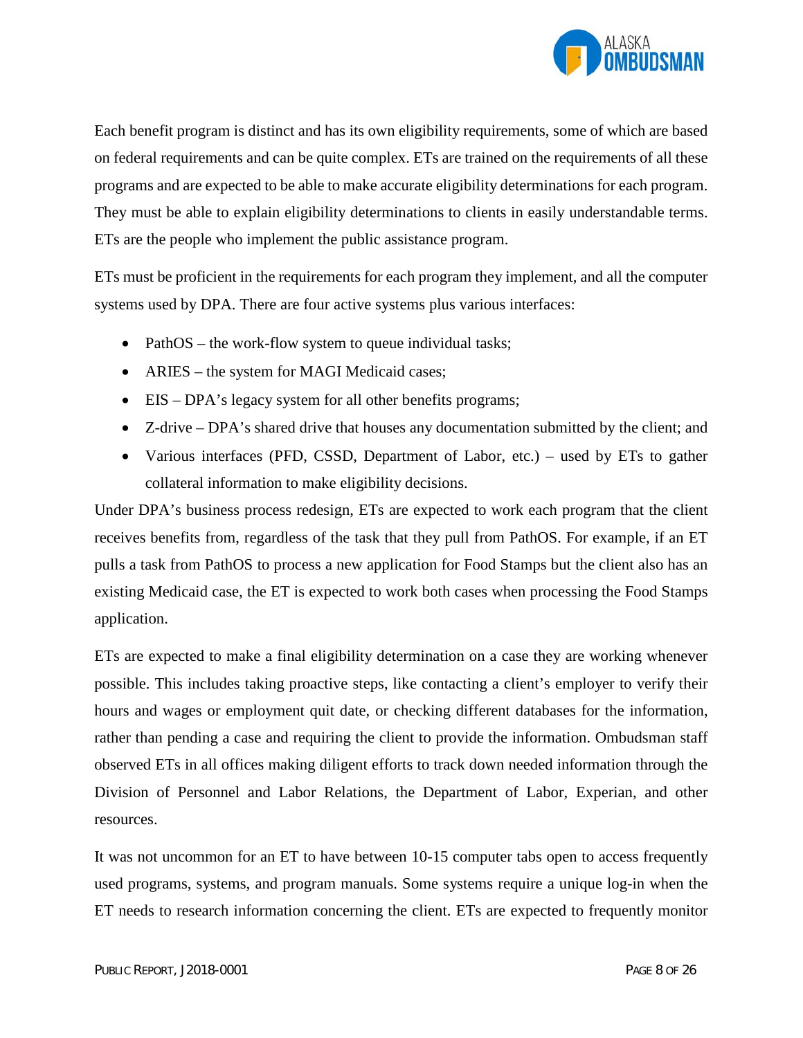Each benefit program is distinct and has its own eligibility requirements, some of which are based on federal requirements and can be quite complex. ETs are trained on the requirements of all these programs and are expected to be able to make accurate eligibility determinations for each program. They must be able to explain eligibility determinations to clients in easily understandable terms. ETs are the people who implement the public assistance program.

ETs must be proficient in the requirements for each program they implement, and all the computer systems used by DPA. There are four active systems plus various interfaces:

- PathOS – the work-flow system to queue individual tasks;
- ARIES – the system for MAGI Medicaid cases;
- EIS – DPA's legacy system for all other benefits programs;
- Z-drive – DPA's shared drive that houses any documentation submitted by the client; and
- Various interfaces (PFD, CSSD, Department of Labor, etc.) – used by ETs to gather collateral information to make eligibility decisions.

Under DPA's business process redesign, ETs are expected to work each program that the client receives benefits from, regardless of the task that they pull from PathOS. For example, if an ET pulls a task from PathOS to process a new application for Food Stamps but the client also has an existing Medicaid case, the ET is expected to work both cases when processing the Food Stamps application.

ETs are expected to make a final eligibility determination on a case they are working whenever possible. This includes taking proactive steps, like contacting a client's employer to verify their hours and wages or employment quit date, or checking different databases for the information, rather than pending a case and requiring the client to provide the information. Ombudsman staff observed ETs in all offices making diligent efforts to track down needed information through the Division of Personnel and Labor Relations, the Department of Labor, Experian, and other resources.

It was not uncommon for an ET to have between 10-15 computer tabs open to access frequently used programs, systems, and program manuals. Some systems require a unique log-in when the ET needs to research information concerning the client. ETs are expected to frequently monitor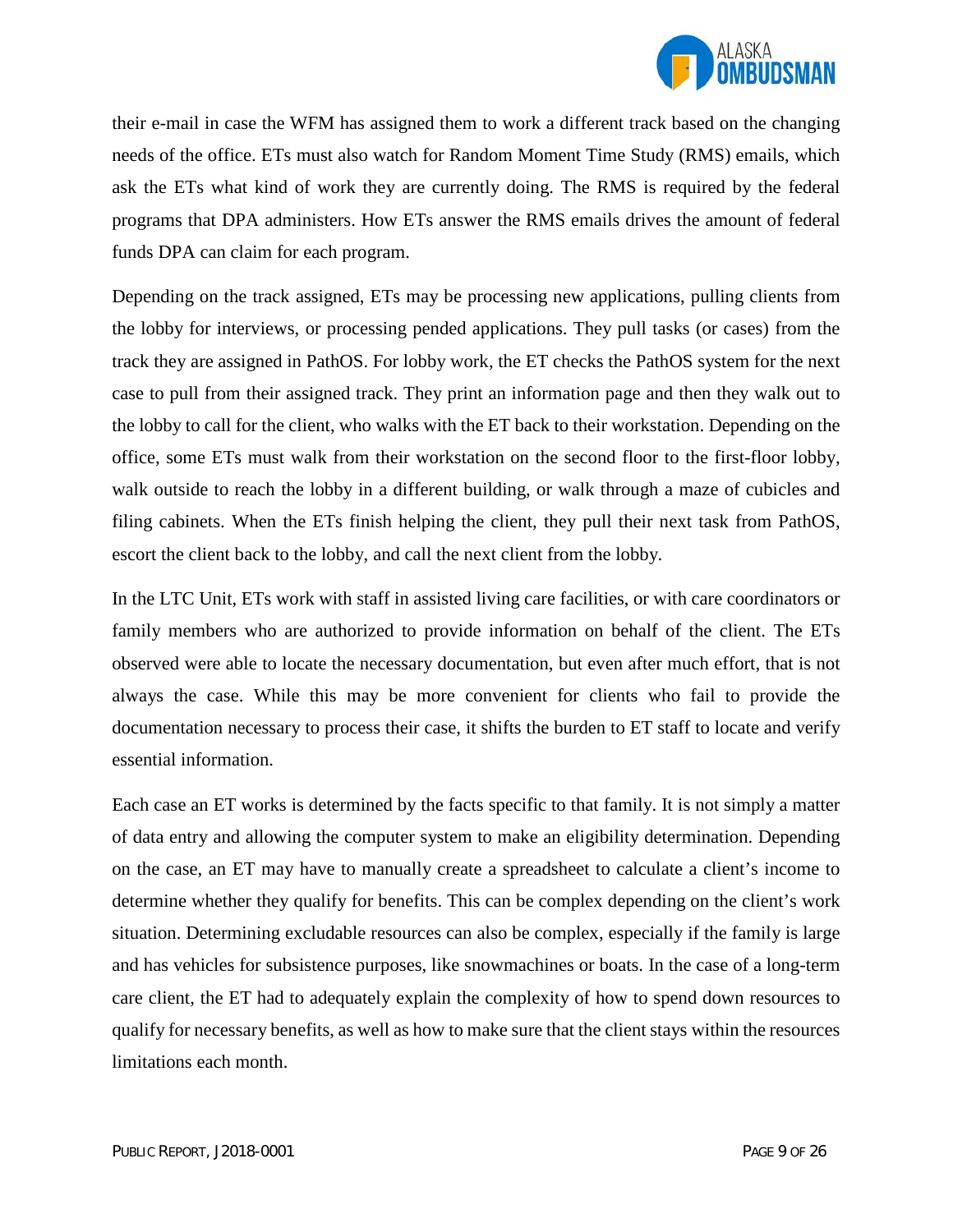their e-mail in case the WFM has assigned them to work a different track based on the changing needs of the office. ETs must also watch for Random Moment Time Study (RMS) emails, which ask the ETs what kind of work they are currently doing. The RMS is required by the federal programs that DPA administers. How ETs answer the RMS emails drives the amount of federal funds DPA can claim for each program.

Depending on the track assigned, ETs may be processing new applications, pulling clients from the lobby for interviews, or processing pended applications. They pull tasks (or cases) from the track they are assigned in PathOS. For lobby work, the ET checks the PathOS system for the next case to pull from their assigned track. They print an information page and then they walk out to the lobby to call for the client, who walks with the ET back to their workstation. Depending on the office, some ETs must walk from their workstation on the second floor to the first-floor lobby, walk outside to reach the lobby in a different building, or walk through a maze of cubicles and filing cabinets. When the ETs finish helping the client, they pull their next task from PathOS, escort the client back to the lobby, and call the next client from the lobby.

In the LTC Unit, ETs work with staff in assisted living care facilities, or with care coordinators or family members who are authorized to provide information on behalf of the client. The ETs observed were able to locate the necessary documentation, but even after much effort, that is not always the case. While this may be more convenient for clients who fail to provide the documentation necessary to process their case, it shifts the burden to ET staff to locate and verify essential information.

Each case an ET works is determined by the facts specific to that family. It is not simply a matter of data entry and allowing the computer system to make an eligibility determination. Depending on the case, an ET may have to manually create a spreadsheet to calculate a client's income to determine whether they qualify for benefits. This can be complex depending on the client's work situation. Determining excludable resources can also be complex, especially if the family is large and has vehicles for subsistence purposes, like snowmachines or boats. In the case of a long-term care client, the ET had to adequately explain the complexity of how to spend down resources to qualify for necessary benefits, as well as how to make sure that the client stays within the resources limitations each month.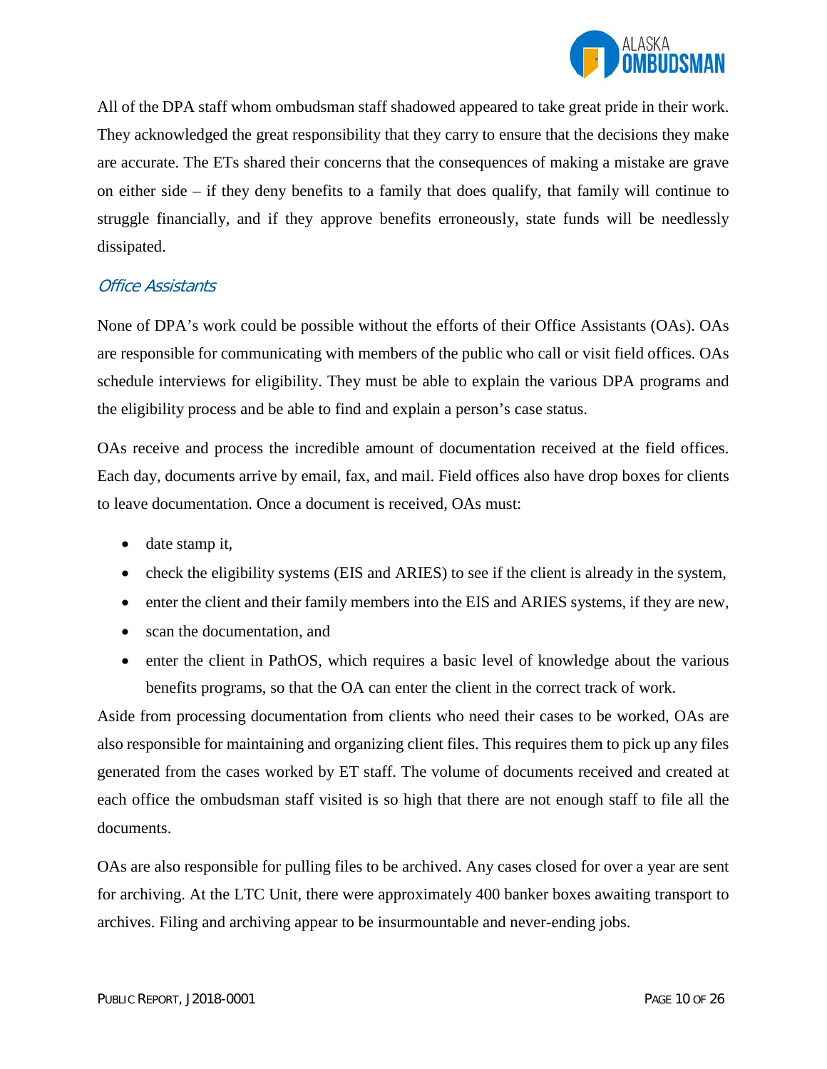All of the DPA staff whom ombudsman staff shadowed appeared to take great pride in their work. They acknowledged the great responsibility that they carry to ensure that the decisions they make are accurate. The ETs shared their concerns that the consequences of making a mistake are grave on either side – if they deny benefits to a family that does qualify, that family will continue to struggle financially, and if they approve benefits erroneously, state funds will be needlessly dissipated.

### *Office Assistants*

None of DPA's work could be possible without the efforts of their Office Assistants (OAs). OAs are responsible for communicating with members of the public who call or visit field offices. OAs schedule interviews for eligibility. They must be able to explain the various DPA programs and the eligibility process and be able to find and explain a person's case status.

OAs receive and process the incredible amount of documentation received at the field offices. Each day, documents arrive by email, fax, and mail. Field offices also have drop boxes for clients to leave documentation. Once a document is received, OAs must:

- date stamp it,
- check the eligibility systems (EIS and ARIES) to see if the client is already in the system,
- enter the client and their family members into the EIS and ARIES systems, if they are new,
- scan the documentation, and
- enter the client in PathOS, which requires a basic level of knowledge about the various benefits programs, so that the OA can enter the client in the correct track of work.

Aside from processing documentation from clients who need their cases to be worked, OAs are also responsible for maintaining and organizing client files. This requires them to pick up any files generated from the cases worked by ET staff. The volume of documents received and created at each office the ombudsman staff visited is so high that there are not enough staff to file all the documents.

OAs are also responsible for pulling files to be archived. Any cases closed for over a year are sent for archiving. At the LTC Unit, there were approximately 400 banker boxes awaiting transport to archives. Filing and archiving appear to be insurmountable and never-ending jobs.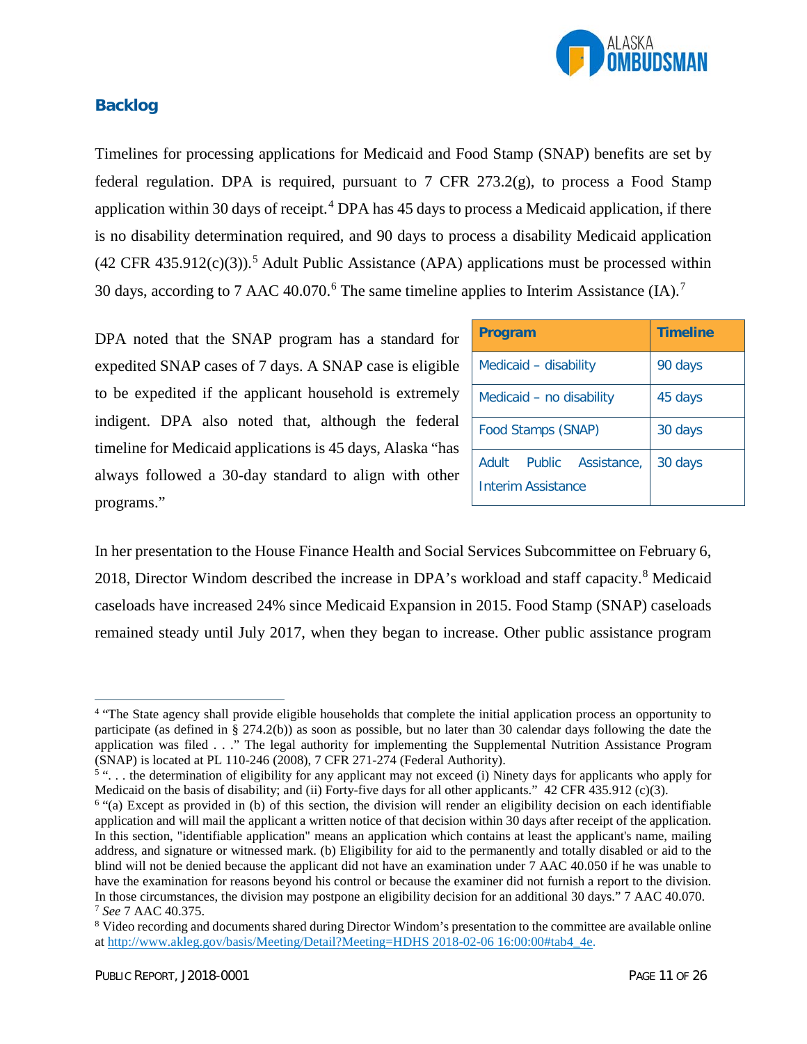## Backlog

Timelines for processing applications for Medicaid and Food Stamp (SNAP) benefits are set by federal regulation. DPA is required, pursuant to 7 CFR 273.2(g), to process a Food Stamp application within 30 days of receipt.[4] DPA has 45 days to process a Medicaid application, if there is no disability determination required, and 90 days to process a disability Medicaid application (42 CFR 435.912(c)(3)).[5] Adult Public Assistance (APA) applications must be processed within 30 days, according to 7 AAC 40.070.[6] The same timeline applies to Interim Assistance (IA).[7]

DPA noted that the SNAP program has a standard for expedited SNAP cases of 7 days. A SNAP case is eligible to be expedited if the applicant household is extremely indigent. DPA also noted that, although the federal timeline for Medicaid applications is 45 days, Alaska "has always followed a 30-day standard to align with other programs."

| Program | Timeline |
|---|---|
| Medicaid – disability | 90 days |
| Medicaid – no disability | 45 days |
| Food Stamps (SNAP) | 30 days |
| Adult Public Assistance, Interim Assistance | 30 days |

In her presentation to the House Finance Health and Social Services Subcommittee on February 6, 2018, Director Windom described the increase in DPA's workload and staff capacity.[8] Medicaid caseloads have increased 24% since Medicaid Expansion in 2015. Food Stamp (SNAP) caseloads remained steady until July 2017, when they began to increase. Other public assistance program

---

[4] "The State agency shall provide eligible households that complete the initial application process an opportunity to participate (as defined in § 274.2(b)) as soon as possible, but no later than 30 calendar days following the date the application was filed . . ." The legal authority for implementing the Supplemental Nutrition Assistance Program (SNAP) is located at PL 110-246 (2008), 7 CFR 271-274 (Federal Authority).

[5] ". . . the determination of eligibility for any applicant may not exceed (i) Ninety days for applicants who apply for Medicaid on the basis of disability; and (ii) Forty-five days for all other applicants." 42 CFR 435.912 (c)(3).

[6] "(a) Except as provided in (b) of this section, the division will render an eligibility decision on each identifiable application and will mail the applicant a written notice of that decision within 30 days after receipt of the application. In this section, "identifiable application" means an application which contains at least the applicant's name, mailing address, and signature or witnessed mark. (b) Eligibility for aid to the permanently and totally disabled or aid to the blind will not be denied because the applicant did not have an examination under 7 AAC 40.050 if he was unable to have the examination for reasons beyond his control or because the examiner did not furnish a report to the division. In those circumstances, the division may postpone an eligibility decision for an additional 30 days." 7 AAC 40.070.

[7] *See* 7 AAC 40.375.

[8] Video recording and documents shared during Director Windom's presentation to the committee are available online at http://www.akleg.gov/basis/Meeting/Detail?Meeting=HDHS 2018-02-06 16:00:00#tab4_4e.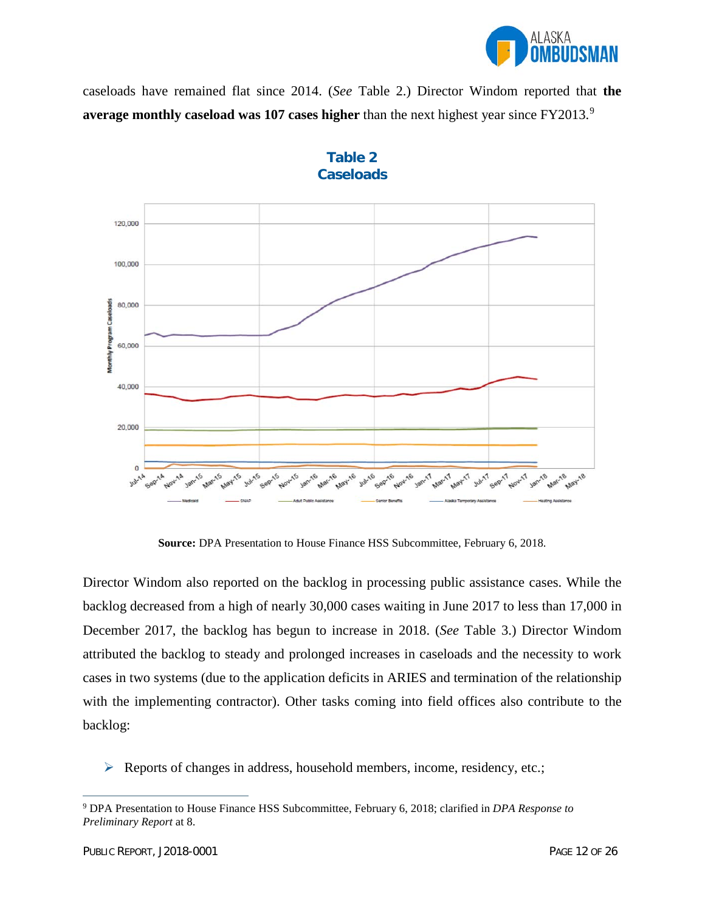caseloads have remained flat since 2014. (*See* Table 2.) Director Windom reported that **the average monthly caseload was 107 cases higher** than the next highest year since FY2013.[9]

**Table 2**
**Caseloads**

**Source:** DPA Presentation to House Finance HSS Subcommittee, February 6, 2018.

Director Windom also reported on the backlog in processing public assistance cases. While the backlog decreased from a high of nearly 30,000 cases waiting in June 2017 to less than 17,000 in December 2017, the backlog has begun to increase in 2018. (*See* Table 3.) Director Windom attributed the backlog to steady and prolonged increases in caseloads and the necessity to work cases in two systems (due to the application deficits in ARIES and termination of the relationship with the implementing contractor). Other tasks coming into field offices also contribute to the backlog:

- Reports of changes in address, household members, income, residency, etc.;

---

[9] DPA Presentation to House Finance HSS Subcommittee, February 6, 2018; clarified in *DPA Response to Preliminary Report* at 8.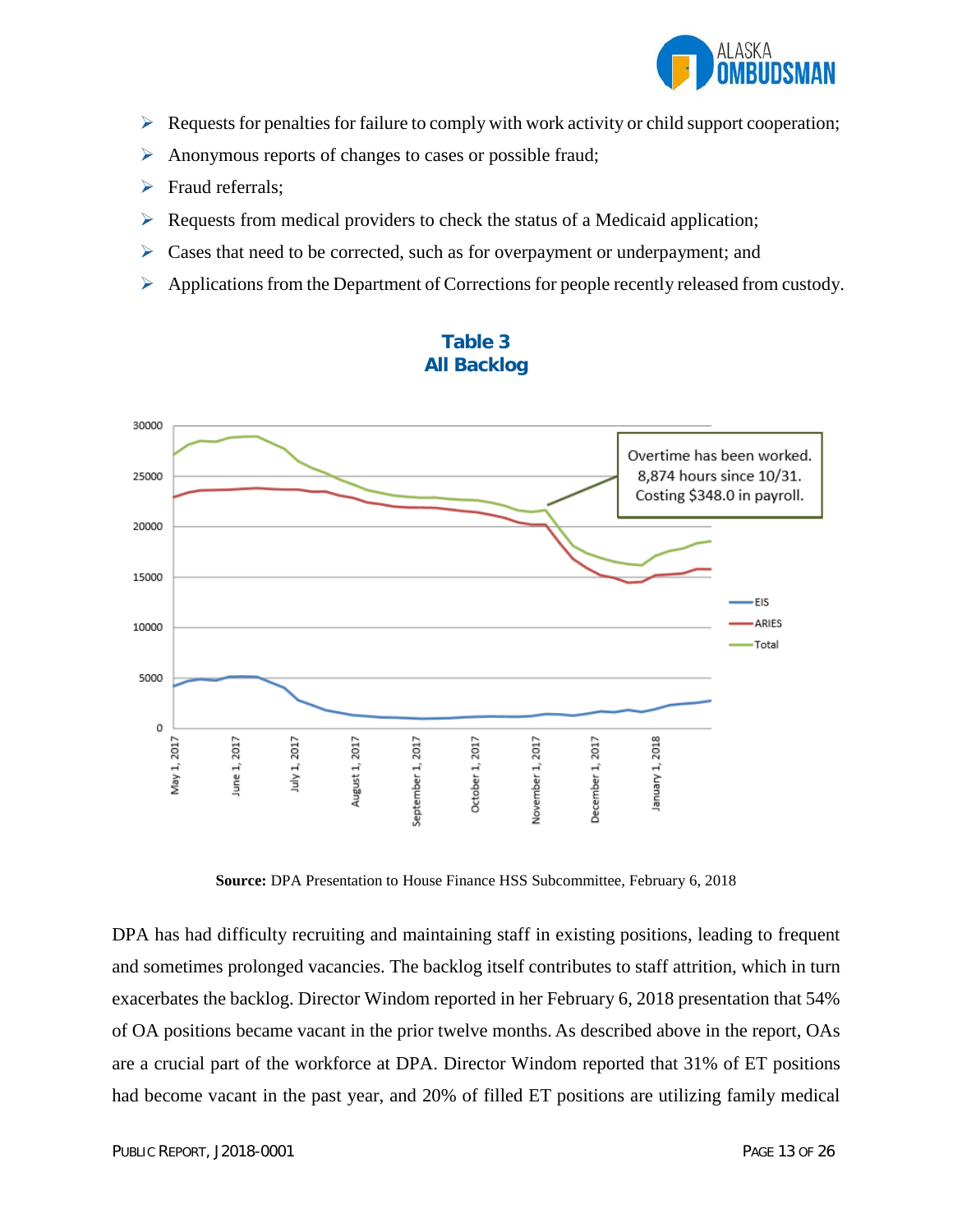- Requests for penalties for failure to comply with work activity or child support cooperation;
- Anonymous reports of changes to cases or possible fraud;
- Fraud referrals;
- Requests from medical providers to check the status of a Medicaid application;
- Cases that need to be corrected, such as for overpayment or underpayment; and
- Applications from the Department of Corrections for people recently released from custody.

**Table 3**
**All Backlog**

**Source:** DPA Presentation to House Finance HSS Subcommittee, February 6, 2018

DPA has had difficulty recruiting and maintaining staff in existing positions, leading to frequent and sometimes prolonged vacancies. The backlog itself contributes to staff attrition, which in turn exacerbates the backlog. Director Windom reported in her February 6, 2018 presentation that 54% of OA positions became vacant in the prior twelve months. As described above in the report, OAs are a crucial part of the workforce at DPA. Director Windom reported that 31% of ET positions had become vacant in the past year, and 20% of filled ET positions are utilizing family medical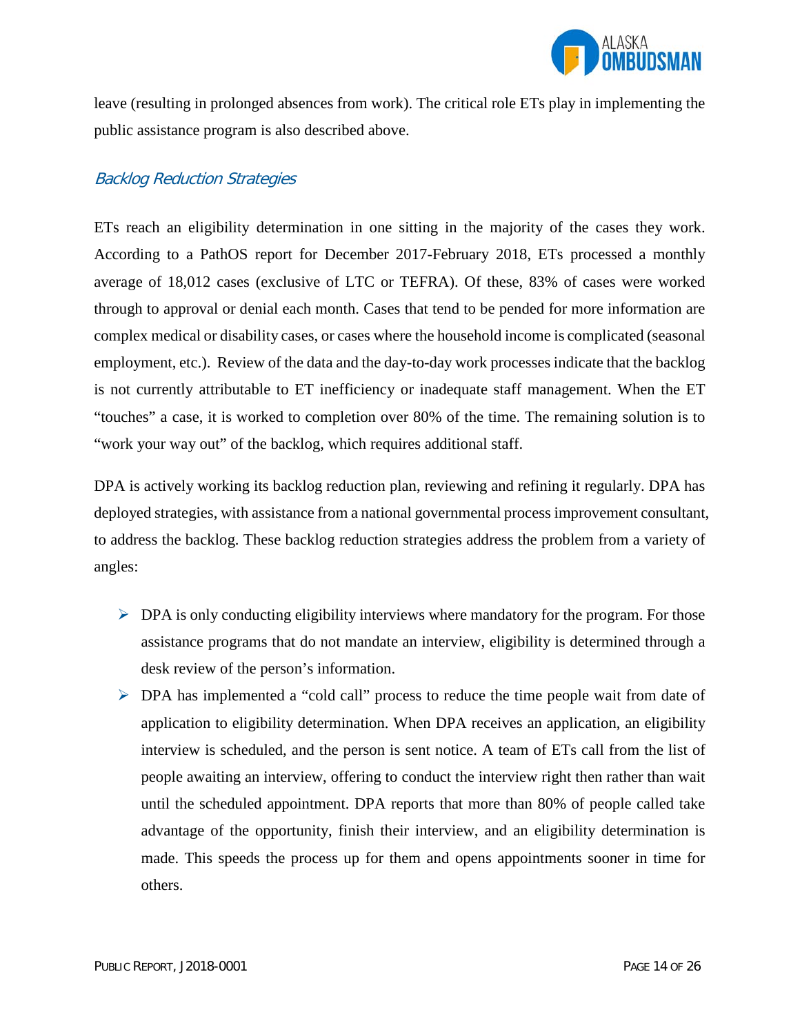leave (resulting in prolonged absences from work). The critical role ETs play in implementing the public assistance program is also described above.

### *Backlog Reduction Strategies*

ETs reach an eligibility determination in one sitting in the majority of the cases they work. According to a PathOS report for December 2017-February 2018, ETs processed a monthly average of 18,012 cases (exclusive of LTC or TEFRA). Of these, 83% of cases were worked through to approval or denial each month. Cases that tend to be pended for more information are complex medical or disability cases, or cases where the household income is complicated (seasonal employment, etc.). Review of the data and the day-to-day work processes indicate that the backlog is not currently attributable to ET inefficiency or inadequate staff management. When the ET "touches" a case, it is worked to completion over 80% of the time. The remaining solution is to "work your way out" of the backlog, which requires additional staff.

DPA is actively working its backlog reduction plan, reviewing and refining it regularly. DPA has deployed strategies, with assistance from a national governmental process improvement consultant, to address the backlog. These backlog reduction strategies address the problem from a variety of angles:

- DPA is only conducting eligibility interviews where mandatory for the program. For those assistance programs that do not mandate an interview, eligibility is determined through a desk review of the person's information.
- DPA has implemented a "cold call" process to reduce the time people wait from date of application to eligibility determination. When DPA receives an application, an eligibility interview is scheduled, and the person is sent notice. A team of ETs call from the list of people awaiting an interview, offering to conduct the interview right then rather than wait until the scheduled appointment. DPA reports that more than 80% of people called take advantage of the opportunity, finish their interview, and an eligibility determination is made. This speeds the process up for them and opens appointments sooner in time for others.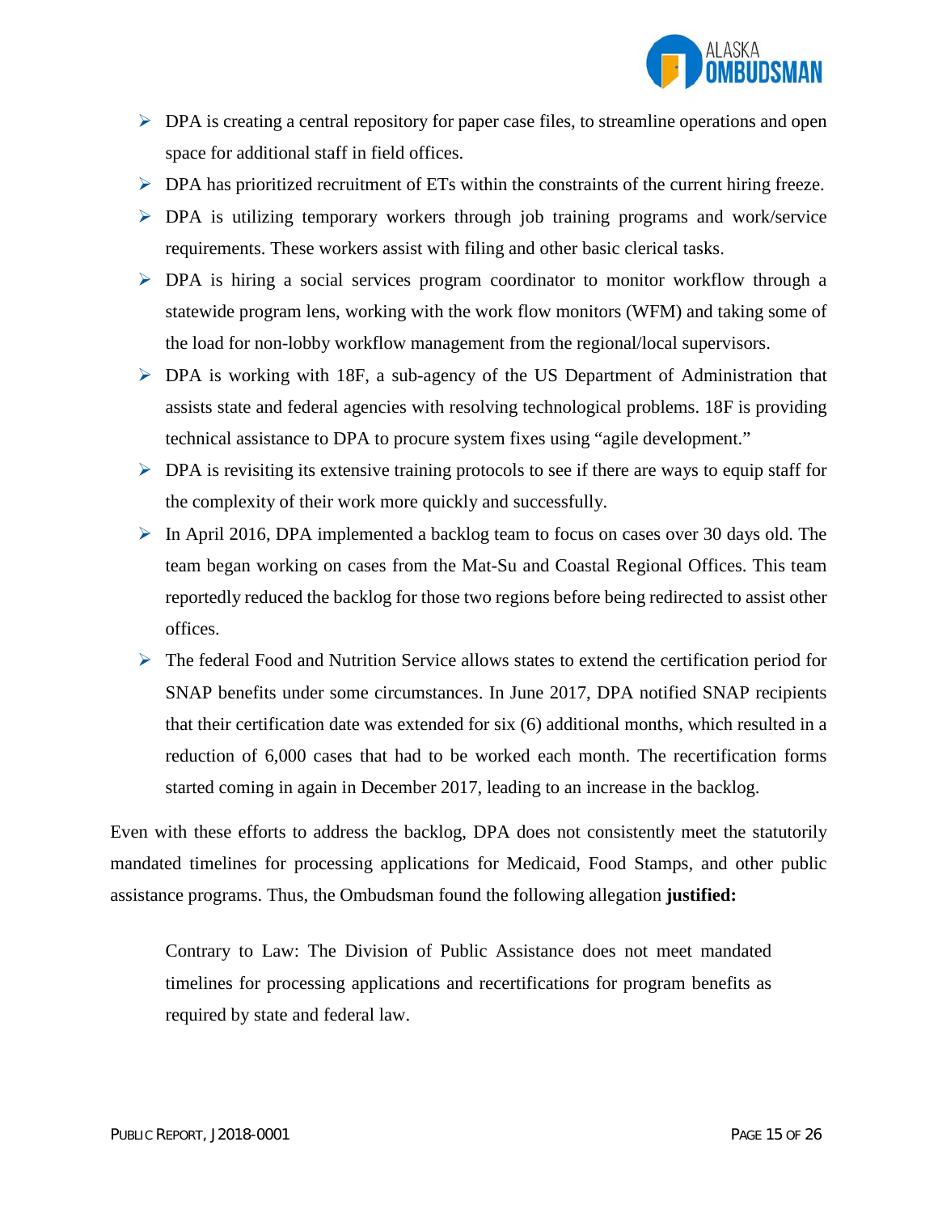- DPA is creating a central repository for paper case files, to streamline operations and open space for additional staff in field offices.
- DPA has prioritized recruitment of ETs within the constraints of the current hiring freeze.
- DPA is utilizing temporary workers through job training programs and work/service requirements. These workers assist with filing and other basic clerical tasks.
- DPA is hiring a social services program coordinator to monitor workflow through a statewide program lens, working with the work flow monitors (WFM) and taking some of the load for non-lobby workflow management from the regional/local supervisors.
- DPA is working with 18F, a sub-agency of the US Department of Administration that assists state and federal agencies with resolving technological problems. 18F is providing technical assistance to DPA to procure system fixes using "agile development."
- DPA is revisiting its extensive training protocols to see if there are ways to equip staff for the complexity of their work more quickly and successfully.
- In April 2016, DPA implemented a backlog team to focus on cases over 30 days old. The team began working on cases from the Mat-Su and Coastal Regional Offices. This team reportedly reduced the backlog for those two regions before being redirected to assist other offices.
- The federal Food and Nutrition Service allows states to extend the certification period for SNAP benefits under some circumstances. In June 2017, DPA notified SNAP recipients that their certification date was extended for six (6) additional months, which resulted in a reduction of 6,000 cases that had to be worked each month. The recertification forms started coming in again in December 2017, leading to an increase in the backlog.

Even with these efforts to address the backlog, DPA does not consistently meet the statutorily mandated timelines for processing applications for Medicaid, Food Stamps, and other public assistance programs. Thus, the Ombudsman found the following allegation **justified:**

> Contrary to Law: The Division of Public Assistance does not meet mandated timelines for processing applications and recertifications for program benefits as required by state and federal law.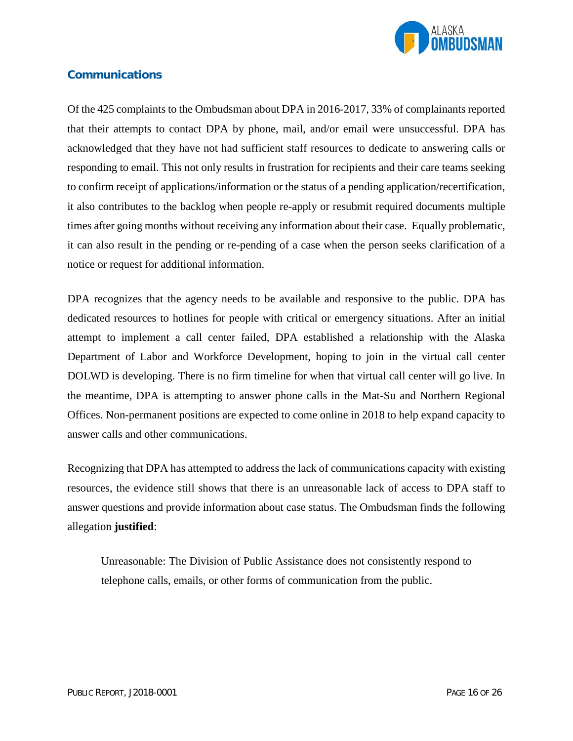## Communications

Of the 425 complaints to the Ombudsman about DPA in 2016-2017, 33% of complainants reported that their attempts to contact DPA by phone, mail, and/or email were unsuccessful. DPA has acknowledged that they have not had sufficient staff resources to dedicate to answering calls or responding to email. This not only results in frustration for recipients and their care teams seeking to confirm receipt of applications/information or the status of a pending application/recertification, it also contributes to the backlog when people re-apply or resubmit required documents multiple times after going months without receiving any information about their case. Equally problematic, it can also result in the pending or re-pending of a case when the person seeks clarification of a notice or request for additional information.

DPA recognizes that the agency needs to be available and responsive to the public. DPA has dedicated resources to hotlines for people with critical or emergency situations. After an initial attempt to implement a call center failed, DPA established a relationship with the Alaska Department of Labor and Workforce Development, hoping to join in the virtual call center DOLWD is developing. There is no firm timeline for when that virtual call center will go live. In the meantime, DPA is attempting to answer phone calls in the Mat-Su and Northern Regional Offices. Non-permanent positions are expected to come online in 2018 to help expand capacity to answer calls and other communications.

Recognizing that DPA has attempted to address the lack of communications capacity with existing resources, the evidence still shows that there is an unreasonable lack of access to DPA staff to answer questions and provide information about case status. The Ombudsman finds the following allegation **justified**:

> Unreasonable: The Division of Public Assistance does not consistently respond to telephone calls, emails, or other forms of communication from the public.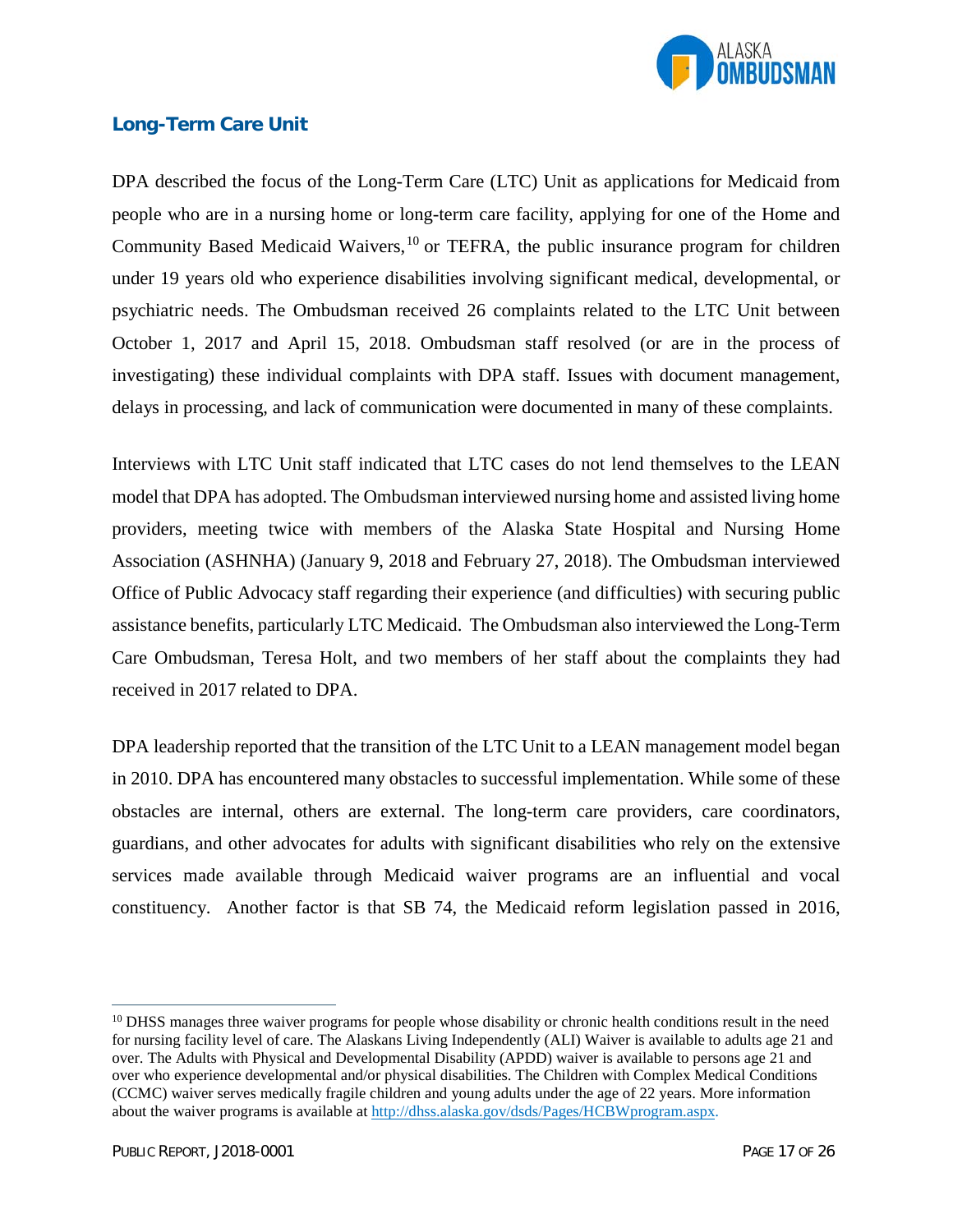## Long-Term Care Unit

DPA described the focus of the Long-Term Care (LTC) Unit as applications for Medicaid from people who are in a nursing home or long-term care facility, applying for one of the Home and Community Based Medicaid Waivers,[10] or TEFRA, the public insurance program for children under 19 years old who experience disabilities involving significant medical, developmental, or psychiatric needs. The Ombudsman received 26 complaints related to the LTC Unit between October 1, 2017 and April 15, 2018. Ombudsman staff resolved (or are in the process of investigating) these individual complaints with DPA staff. Issues with document management, delays in processing, and lack of communication were documented in many of these complaints.

Interviews with LTC Unit staff indicated that LTC cases do not lend themselves to the LEAN model that DPA has adopted. The Ombudsman interviewed nursing home and assisted living home providers, meeting twice with members of the Alaska State Hospital and Nursing Home Association (ASHNHA) (January 9, 2018 and February 27, 2018). The Ombudsman interviewed Office of Public Advocacy staff regarding their experience (and difficulties) with securing public assistance benefits, particularly LTC Medicaid. The Ombudsman also interviewed the Long-Term Care Ombudsman, Teresa Holt, and two members of her staff about the complaints they had received in 2017 related to DPA.

DPA leadership reported that the transition of the LTC Unit to a LEAN management model began in 2010. DPA has encountered many obstacles to successful implementation. While some of these obstacles are internal, others are external. The long-term care providers, care coordinators, guardians, and other advocates for adults with significant disabilities who rely on the extensive services made available through Medicaid waiver programs are an influential and vocal constituency. Another factor is that SB 74, the Medicaid reform legislation passed in 2016,

---

[10] DHSS manages three waiver programs for people whose disability or chronic health conditions result in the need for nursing facility level of care. The Alaskans Living Independently (ALI) Waiver is available to adults age 21 and over. The Adults with Physical and Developmental Disability (APDD) waiver is available to persons age 21 and over who experience developmental and/or physical disabilities. The Children with Complex Medical Conditions (CCMC) waiver serves medically fragile children and young adults under the age of 22 years. More information about the waiver programs is available at http://dhss.alaska.gov/dsds/Pages/HCBWprogram.aspx.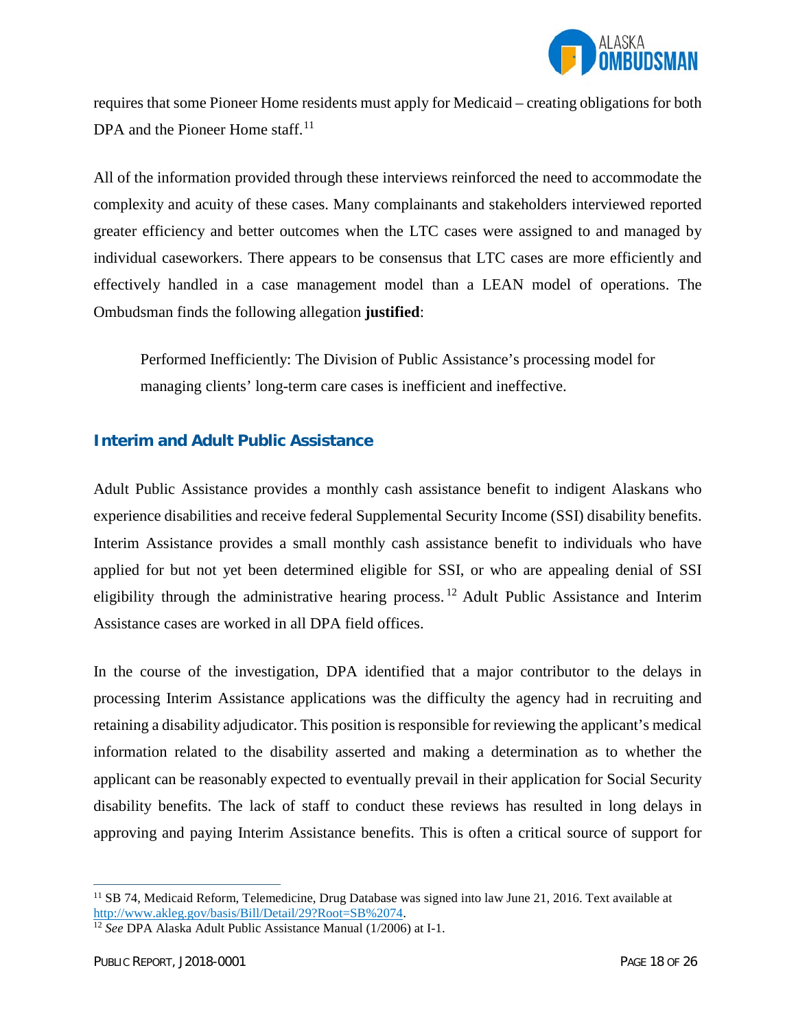requires that some Pioneer Home residents must apply for Medicaid – creating obligations for both DPA and the Pioneer Home staff.[11]

All of the information provided through these interviews reinforced the need to accommodate the complexity and acuity of these cases. Many complainants and stakeholders interviewed reported greater efficiency and better outcomes when the LTC cases were assigned to and managed by individual caseworkers. There appears to be consensus that LTC cases are more efficiently and effectively handled in a case management model than a LEAN model of operations. The Ombudsman finds the following allegation **justified**:

> Performed Inefficiently: The Division of Public Assistance's processing model for managing clients' long-term care cases is inefficient and ineffective.

## Interim and Adult Public Assistance

Adult Public Assistance provides a monthly cash assistance benefit to indigent Alaskans who experience disabilities and receive federal Supplemental Security Income (SSI) disability benefits. Interim Assistance provides a small monthly cash assistance benefit to individuals who have applied for but not yet been determined eligible for SSI, or who are appealing denial of SSI eligibility through the administrative hearing process.[12] Adult Public Assistance and Interim Assistance cases are worked in all DPA field offices.

In the course of the investigation, DPA identified that a major contributor to the delays in processing Interim Assistance applications was the difficulty the agency had in recruiting and retaining a disability adjudicator. This position is responsible for reviewing the applicant's medical information related to the disability asserted and making a determination as to whether the applicant can be reasonably expected to eventually prevail in their application for Social Security disability benefits. The lack of staff to conduct these reviews has resulted in long delays in approving and paying Interim Assistance benefits. This is often a critical source of support for

---

[11] SB 74, Medicaid Reform, Telemedicine, Drug Database was signed into law June 21, 2016. Text available at http://www.akleg.gov/basis/Bill/Detail/29?Root=SB%2074.

[12] *See* DPA Alaska Adult Public Assistance Manual (1/2006) at I-1.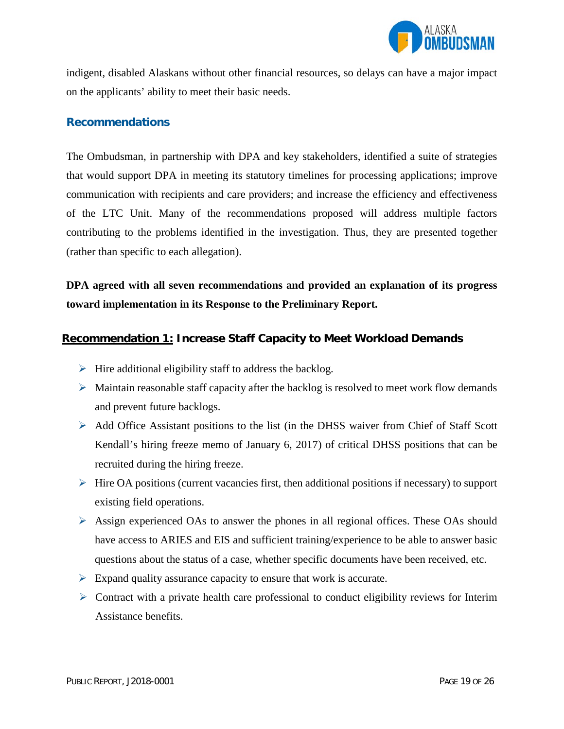indigent, disabled Alaskans without other financial resources, so delays can have a major impact on the applicants' ability to meet their basic needs.

## Recommendations

The Ombudsman, in partnership with DPA and key stakeholders, identified a suite of strategies that would support DPA in meeting its statutory timelines for processing applications; improve communication with recipients and care providers; and increase the efficiency and effectiveness of the LTC Unit. Many of the recommendations proposed will address multiple factors contributing to the problems identified in the investigation. Thus, they are presented together (rather than specific to each allegation).

**DPA agreed with all seven recommendations and provided an explanation of its progress toward implementation in its Response to the Preliminary Report.**

### Recommendation 1: Increase Staff Capacity to Meet Workload Demands

- Hire additional eligibility staff to address the backlog.
- Maintain reasonable staff capacity after the backlog is resolved to meet work flow demands and prevent future backlogs.
- Add Office Assistant positions to the list (in the DHSS waiver from Chief of Staff Scott Kendall's hiring freeze memo of January 6, 2017) of critical DHSS positions that can be recruited during the hiring freeze.
- Hire OA positions (current vacancies first, then additional positions if necessary) to support existing field operations.
- Assign experienced OAs to answer the phones in all regional offices. These OAs should have access to ARIES and EIS and sufficient training/experience to be able to answer basic questions about the status of a case, whether specific documents have been received, etc.
- Expand quality assurance capacity to ensure that work is accurate.
- Contract with a private health care professional to conduct eligibility reviews for Interim Assistance benefits.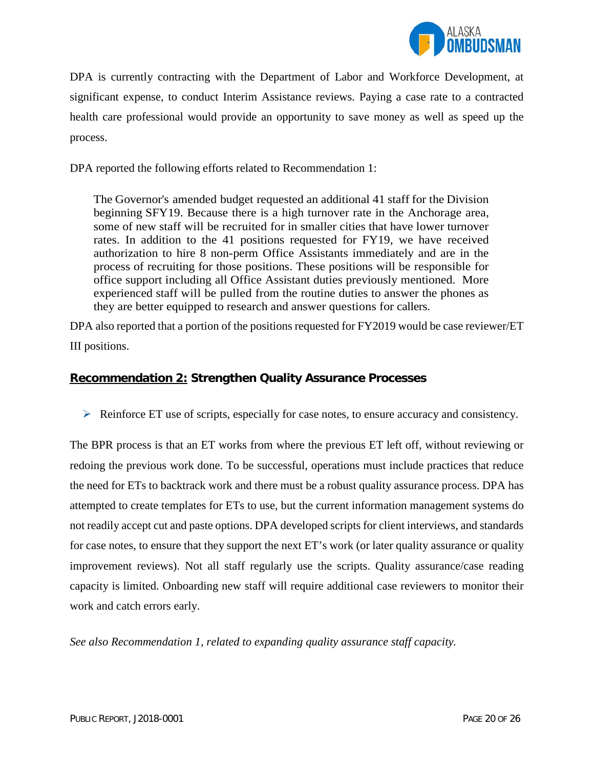DPA is currently contracting with the Department of Labor and Workforce Development, at significant expense, to conduct Interim Assistance reviews. Paying a case rate to a contracted health care professional would provide an opportunity to save money as well as speed up the process.

DPA reported the following efforts related to Recommendation 1:

> The Governor's amended budget requested an additional 41 staff for the Division beginning SFY19. Because there is a high turnover rate in the Anchorage area, some of new staff will be recruited for in smaller cities that have lower turnover rates. In addition to the 41 positions requested for FY19, we have received authorization to hire 8 non-perm Office Assistants immediately and are in the process of recruiting for those positions. These positions will be responsible for office support including all Office Assistant duties previously mentioned. More experienced staff will be pulled from the routine duties to answer the phones as they are better equipped to research and answer questions for callers.

DPA also reported that a portion of the positions requested for FY2019 would be case reviewer/ET III positions.

## Recommendation 2: Strengthen Quality Assurance Processes

- Reinforce ET use of scripts, especially for case notes, to ensure accuracy and consistency.

The BPR process is that an ET works from where the previous ET left off, without reviewing or redoing the previous work done. To be successful, operations must include practices that reduce the need for ETs to backtrack work and there must be a robust quality assurance process. DPA has attempted to create templates for ETs to use, but the current information management systems do not readily accept cut and paste options. DPA developed scripts for client interviews, and standards for case notes, to ensure that they support the next ET's work (or later quality assurance or quality improvement reviews). Not all staff regularly use the scripts. Quality assurance/case reading capacity is limited. Onboarding new staff will require additional case reviewers to monitor their work and catch errors early.

*See also Recommendation 1, related to expanding quality assurance staff capacity.*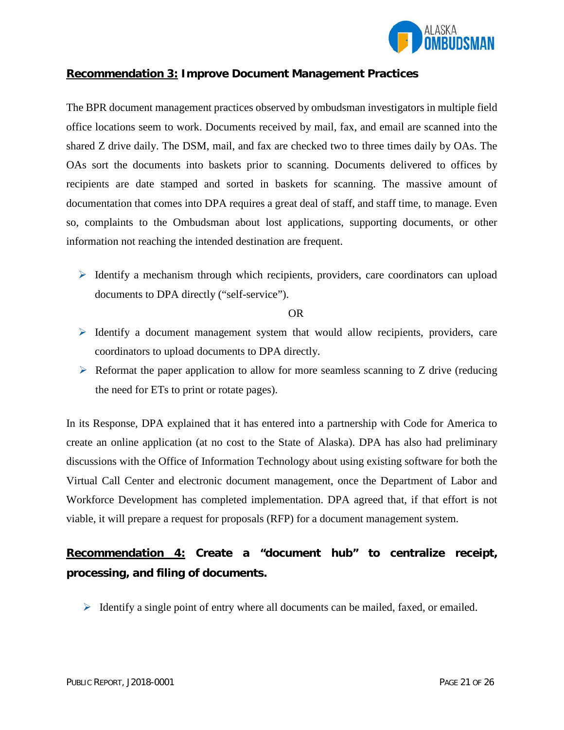**Recommendation 3: Improve Document Management Practices**

The BPR document management practices observed by ombudsman investigators in multiple field office locations seem to work. Documents received by mail, fax, and email are scanned into the shared Z drive daily. The DSM, mail, and fax are checked two to three times daily by OAs. The OAs sort the documents into baskets prior to scanning. Documents delivered to offices by recipients are date stamped and sorted in baskets for scanning. The massive amount of documentation that comes into DPA requires a great deal of staff, and staff time, to manage. Even so, complaints to the Ombudsman about lost applications, supporting documents, or other information not reaching the intended destination are frequent.

- Identify a mechanism through which recipients, providers, care coordinators can upload documents to DPA directly ("self-service").

OR

- Identify a document management system that would allow recipients, providers, care coordinators to upload documents to DPA directly.
- Reformat the paper application to allow for more seamless scanning to Z drive (reducing the need for ETs to print or rotate pages).

In its Response, DPA explained that it has entered into a partnership with Code for America to create an online application (at no cost to the State of Alaska). DPA has also had preliminary discussions with the Office of Information Technology about using existing software for both the Virtual Call Center and electronic document management, once the Department of Labor and Workforce Development has completed implementation. DPA agreed that, if that effort is not viable, it will prepare a request for proposals (RFP) for a document management system.

**Recommendation 4: Create a "document hub" to centralize receipt, processing, and filing of documents.**

- Identify a single point of entry where all documents can be mailed, faxed, or emailed.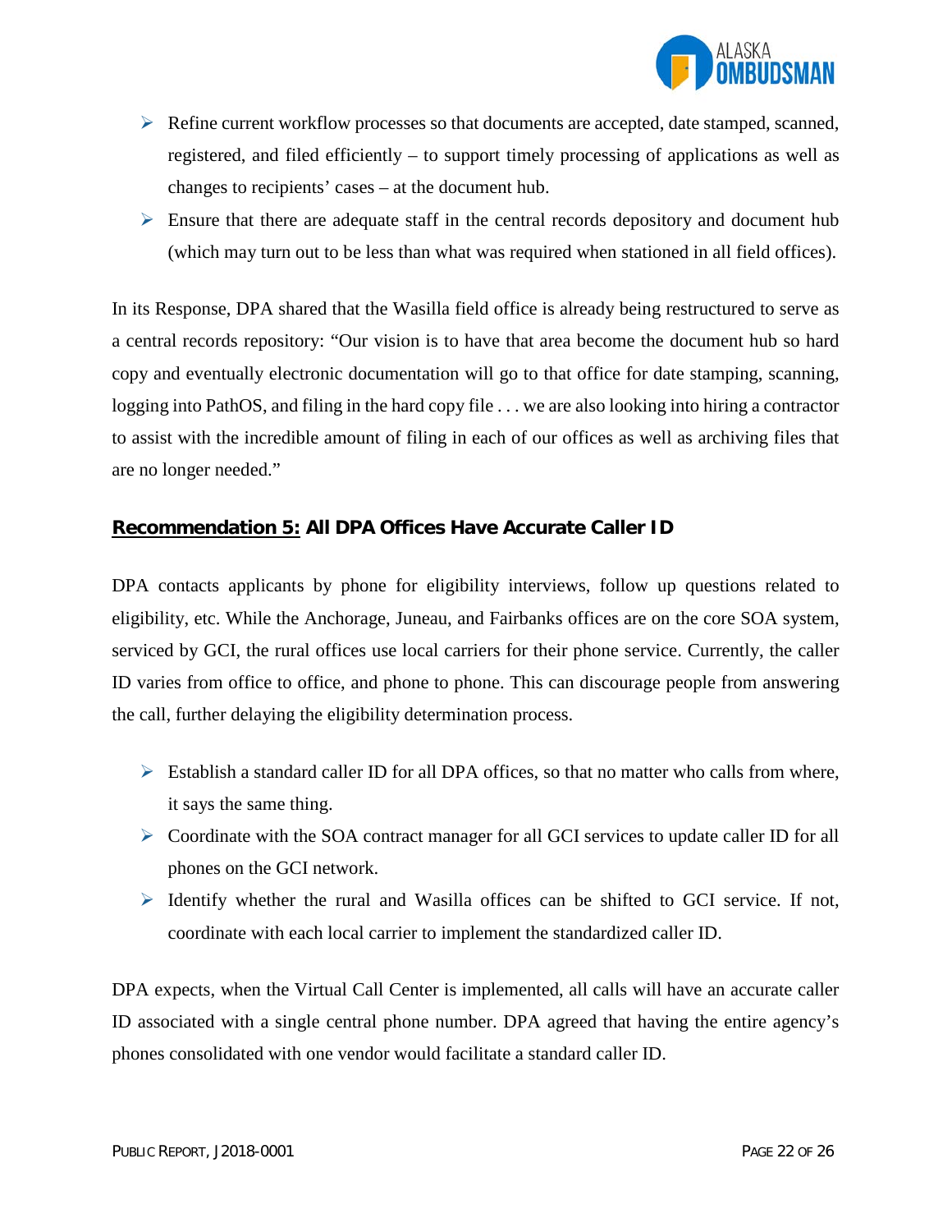- Refine current workflow processes so that documents are accepted, date stamped, scanned, registered, and filed efficiently – to support timely processing of applications as well as changes to recipients' cases – at the document hub.
- Ensure that there are adequate staff in the central records depository and document hub (which may turn out to be less than what was required when stationed in all field offices).

In its Response, DPA shared that the Wasilla field office is already being restructured to serve as a central records repository: "Our vision is to have that area become the document hub so hard copy and eventually electronic documentation will go to that office for date stamping, scanning, logging into PathOS, and filing in the hard copy file . . . we are also looking into hiring a contractor to assist with the incredible amount of filing in each of our offices as well as archiving files that are no longer needed."

## **Recommendation 5:** All DPA Offices Have Accurate Caller ID

DPA contacts applicants by phone for eligibility interviews, follow up questions related to eligibility, etc. While the Anchorage, Juneau, and Fairbanks offices are on the core SOA system, serviced by GCI, the rural offices use local carriers for their phone service. Currently, the caller ID varies from office to office, and phone to phone. This can discourage people from answering the call, further delaying the eligibility determination process.

- Establish a standard caller ID for all DPA offices, so that no matter who calls from where, it says the same thing.
- Coordinate with the SOA contract manager for all GCI services to update caller ID for all phones on the GCI network.
- Identify whether the rural and Wasilla offices can be shifted to GCI service. If not, coordinate with each local carrier to implement the standardized caller ID.

DPA expects, when the Virtual Call Center is implemented, all calls will have an accurate caller ID associated with a single central phone number. DPA agreed that having the entire agency's phones consolidated with one vendor would facilitate a standard caller ID.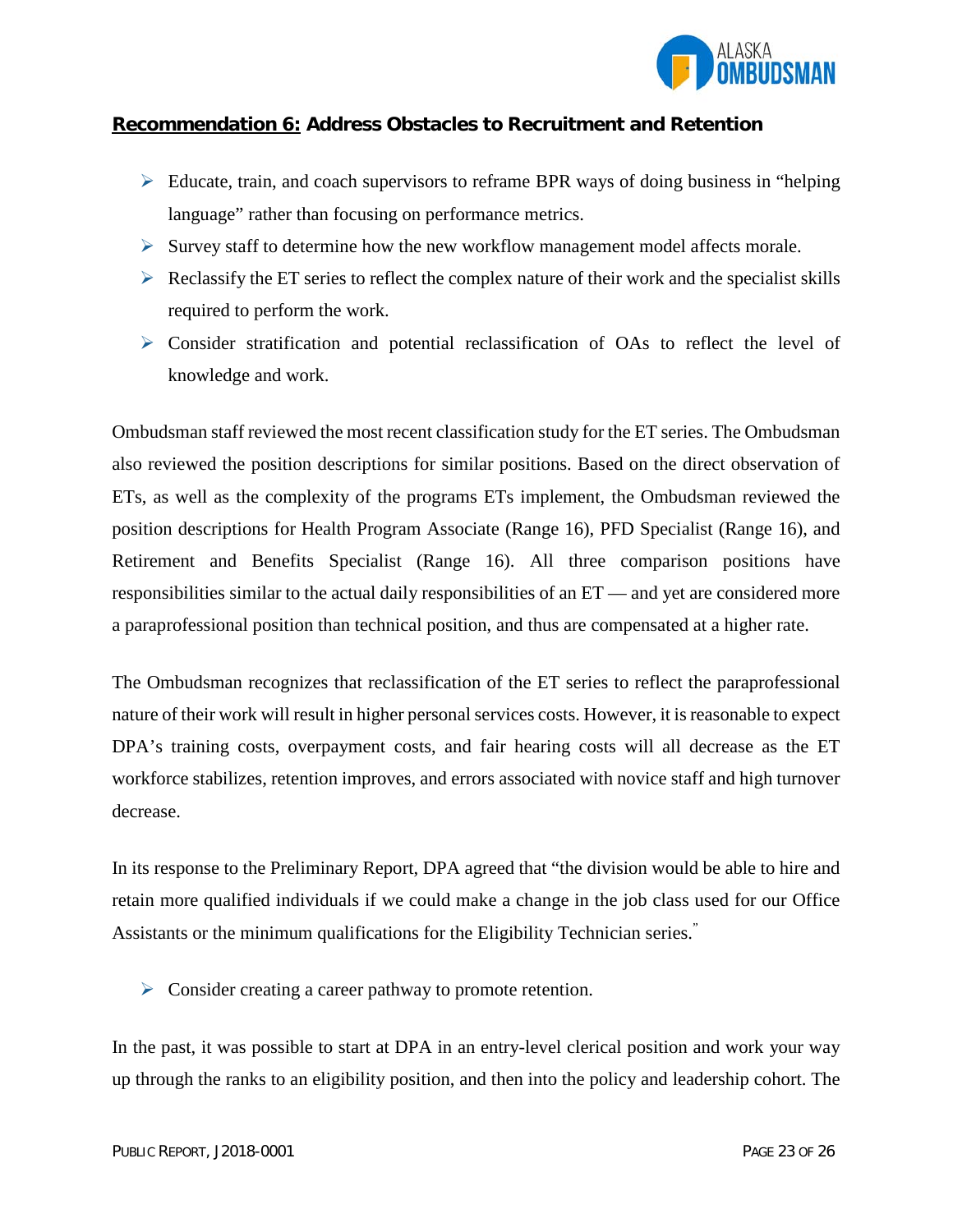## **Recommendation 6:** Address Obstacles to Recruitment and Retention

- Educate, train, and coach supervisors to reframe BPR ways of doing business in "helping language" rather than focusing on performance metrics.
- Survey staff to determine how the new workflow management model affects morale.
- Reclassify the ET series to reflect the complex nature of their work and the specialist skills required to perform the work.
- Consider stratification and potential reclassification of OAs to reflect the level of knowledge and work.

Ombudsman staff reviewed the most recent classification study for the ET series. The Ombudsman also reviewed the position descriptions for similar positions. Based on the direct observation of ETs, as well as the complexity of the programs ETs implement, the Ombudsman reviewed the position descriptions for Health Program Associate (Range 16), PFD Specialist (Range 16), and Retirement and Benefits Specialist (Range 16). All three comparison positions have responsibilities similar to the actual daily responsibilities of an ET — and yet are considered more a paraprofessional position than technical position, and thus are compensated at a higher rate.

The Ombudsman recognizes that reclassification of the ET series to reflect the paraprofessional nature of their work will result in higher personal services costs. However, it is reasonable to expect DPA's training costs, overpayment costs, and fair hearing costs will all decrease as the ET workforce stabilizes, retention improves, and errors associated with novice staff and high turnover decrease.

In its response to the Preliminary Report, DPA agreed that "the division would be able to hire and retain more qualified individuals if we could make a change in the job class used for our Office Assistants or the minimum qualifications for the Eligibility Technician series."

- Consider creating a career pathway to promote retention.

In the past, it was possible to start at DPA in an entry-level clerical position and work your way up through the ranks to an eligibility position, and then into the policy and leadership cohort. The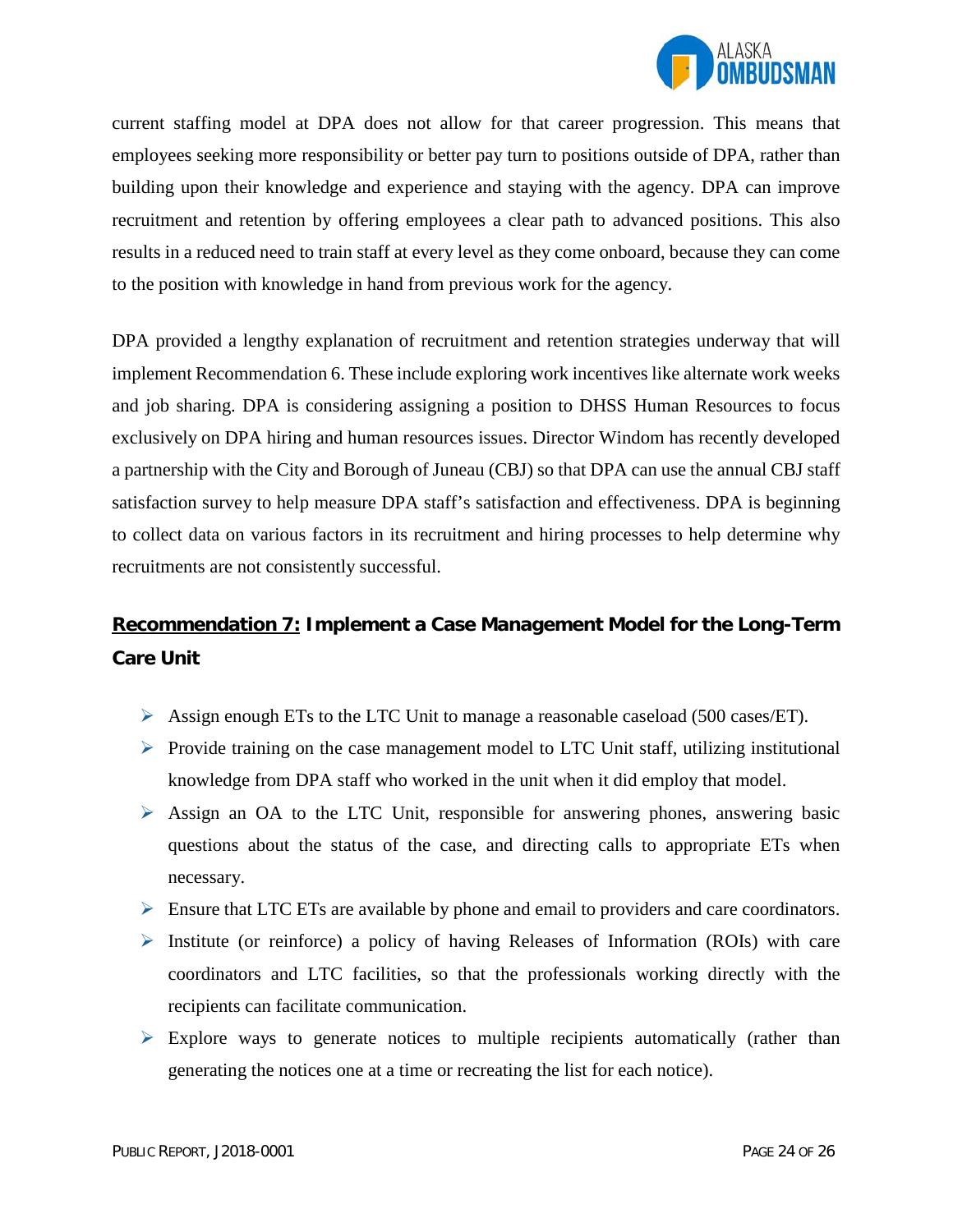current staffing model at DPA does not allow for that career progression. This means that employees seeking more responsibility or better pay turn to positions outside of DPA, rather than building upon their knowledge and experience and staying with the agency. DPA can improve recruitment and retention by offering employees a clear path to advanced positions. This also results in a reduced need to train staff at every level as they come onboard, because they can come to the position with knowledge in hand from previous work for the agency.

DPA provided a lengthy explanation of recruitment and retention strategies underway that will implement Recommendation 6. These include exploring work incentives like alternate work weeks and job sharing. DPA is considering assigning a position to DHSS Human Resources to focus exclusively on DPA hiring and human resources issues. Director Windom has recently developed a partnership with the City and Borough of Juneau (CBJ) so that DPA can use the annual CBJ staff satisfaction survey to help measure DPA staff's satisfaction and effectiveness. DPA is beginning to collect data on various factors in its recruitment and hiring processes to help determine why recruitments are not consistently successful.

## **Recommendation 7:** Implement a Case Management Model for the Long-Term Care Unit

- Assign enough ETs to the LTC Unit to manage a reasonable caseload (500 cases/ET).
- Provide training on the case management model to LTC Unit staff, utilizing institutional knowledge from DPA staff who worked in the unit when it did employ that model.
- Assign an OA to the LTC Unit, responsible for answering phones, answering basic questions about the status of the case, and directing calls to appropriate ETs when necessary.
- Ensure that LTC ETs are available by phone and email to providers and care coordinators.
- Institute (or reinforce) a policy of having Releases of Information (ROIs) with care coordinators and LTC facilities, so that the professionals working directly with the recipients can facilitate communication.
- Explore ways to generate notices to multiple recipients automatically (rather than generating the notices one at a time or recreating the list for each notice).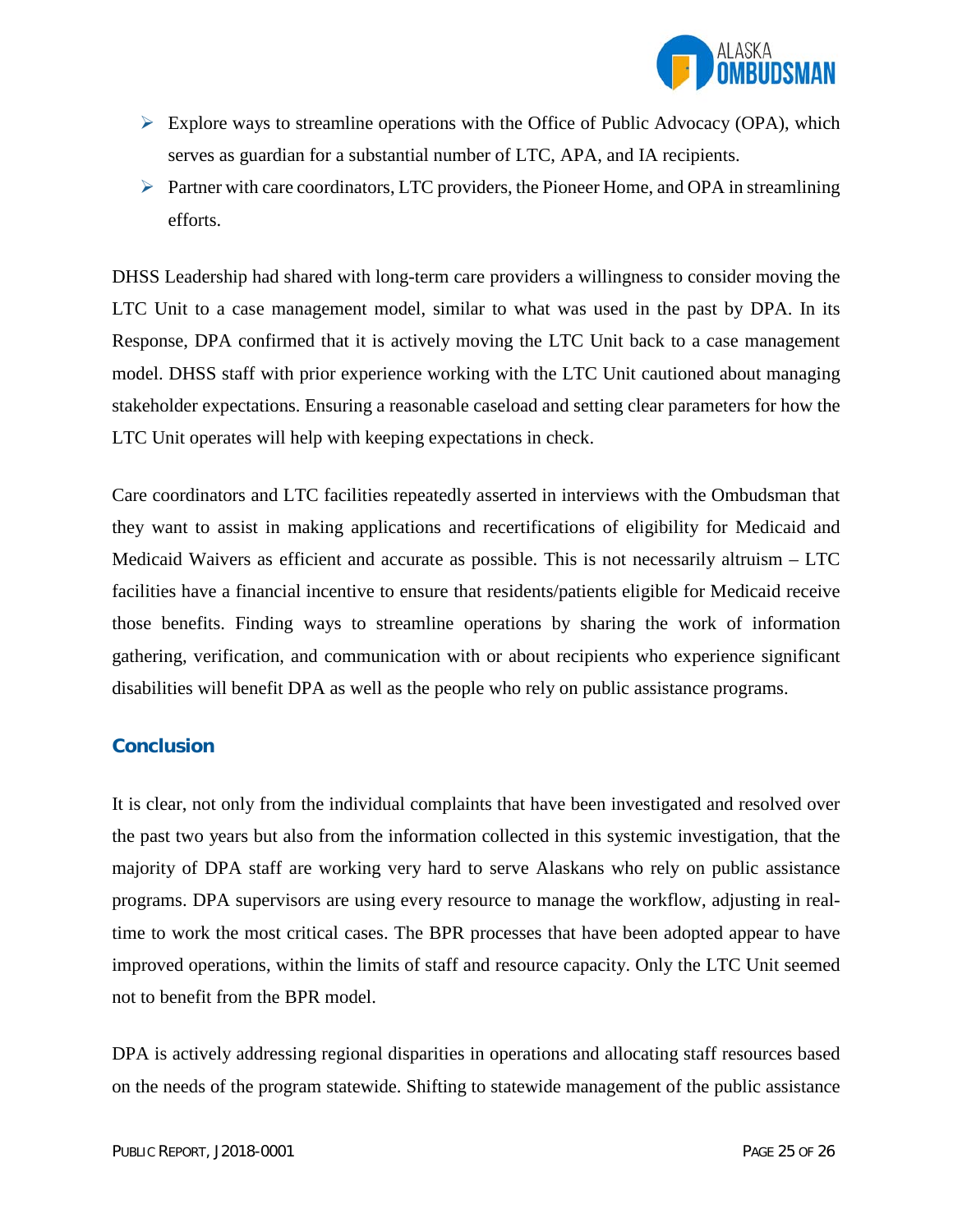- Explore ways to streamline operations with the Office of Public Advocacy (OPA), which serves as guardian for a substantial number of LTC, APA, and IA recipients.
- Partner with care coordinators, LTC providers, the Pioneer Home, and OPA in streamlining efforts.

DHSS Leadership had shared with long-term care providers a willingness to consider moving the LTC Unit to a case management model, similar to what was used in the past by DPA. In its Response, DPA confirmed that it is actively moving the LTC Unit back to a case management model. DHSS staff with prior experience working with the LTC Unit cautioned about managing stakeholder expectations. Ensuring a reasonable caseload and setting clear parameters for how the LTC Unit operates will help with keeping expectations in check.

Care coordinators and LTC facilities repeatedly asserted in interviews with the Ombudsman that they want to assist in making applications and recertifications of eligibility for Medicaid and Medicaid Waivers as efficient and accurate as possible. This is not necessarily altruism – LTC facilities have a financial incentive to ensure that residents/patients eligible for Medicaid receive those benefits. Finding ways to streamline operations by sharing the work of information gathering, verification, and communication with or about recipients who experience significant disabilities will benefit DPA as well as the people who rely on public assistance programs.

## Conclusion

It is clear, not only from the individual complaints that have been investigated and resolved over the past two years but also from the information collected in this systemic investigation, that the majority of DPA staff are working very hard to serve Alaskans who rely on public assistance programs. DPA supervisors are using every resource to manage the workflow, adjusting in real-time to work the most critical cases. The BPR processes that have been adopted appear to have improved operations, within the limits of staff and resource capacity. Only the LTC Unit seemed not to benefit from the BPR model.

DPA is actively addressing regional disparities in operations and allocating staff resources based on the needs of the program statewide. Shifting to statewide management of the public assistance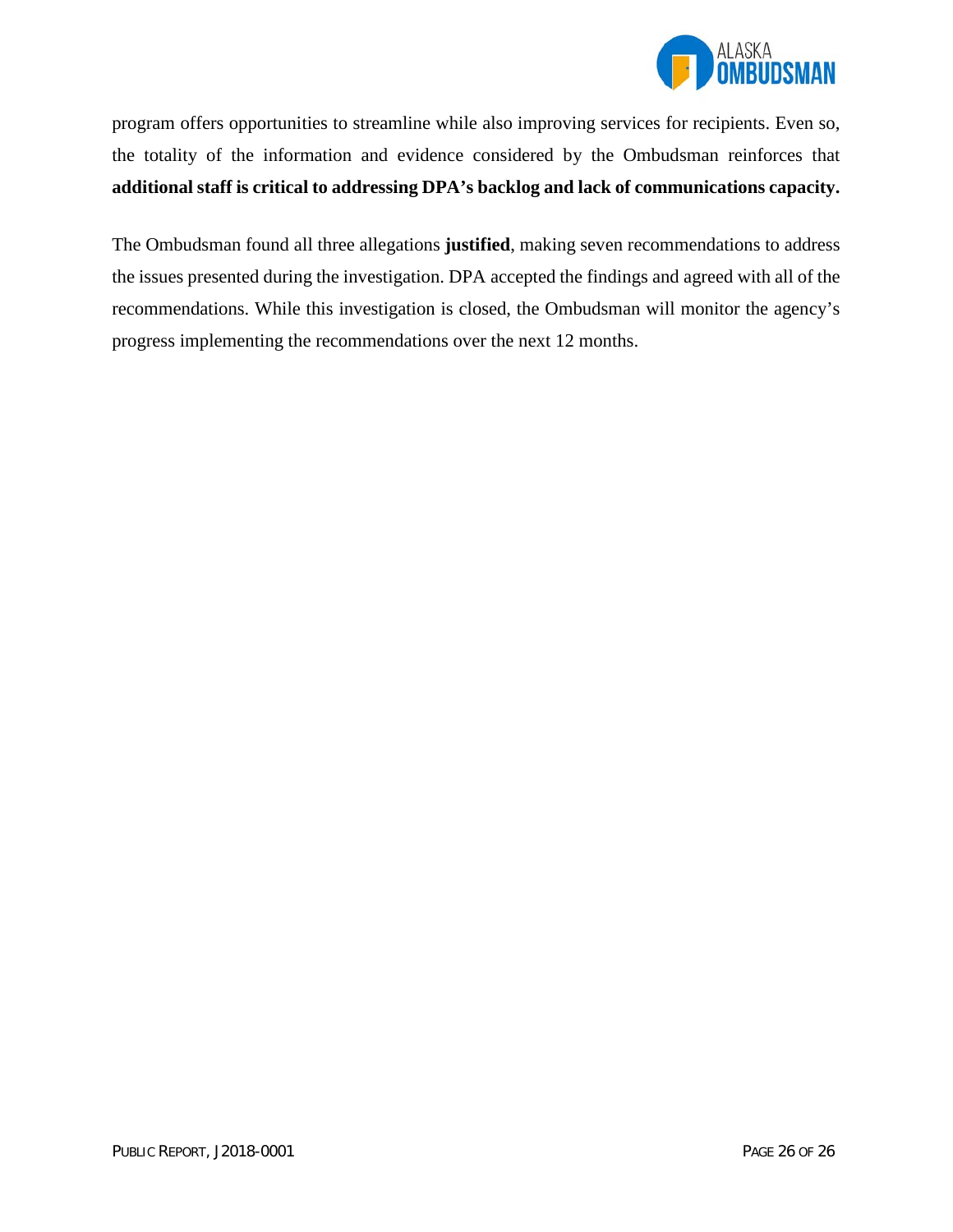program offers opportunities to streamline while also improving services for recipients. Even so, the totality of the information and evidence considered by the Ombudsman reinforces that **additional staff is critical to addressing DPA's backlog and lack of communications capacity.**

The Ombudsman found all three allegations **justified**, making seven recommendations to address the issues presented during the investigation. DPA accepted the findings and agreed with all of the recommendations. While this investigation is closed, the Ombudsman will monitor the agency's progress implementing the recommendations over the next 12 months.